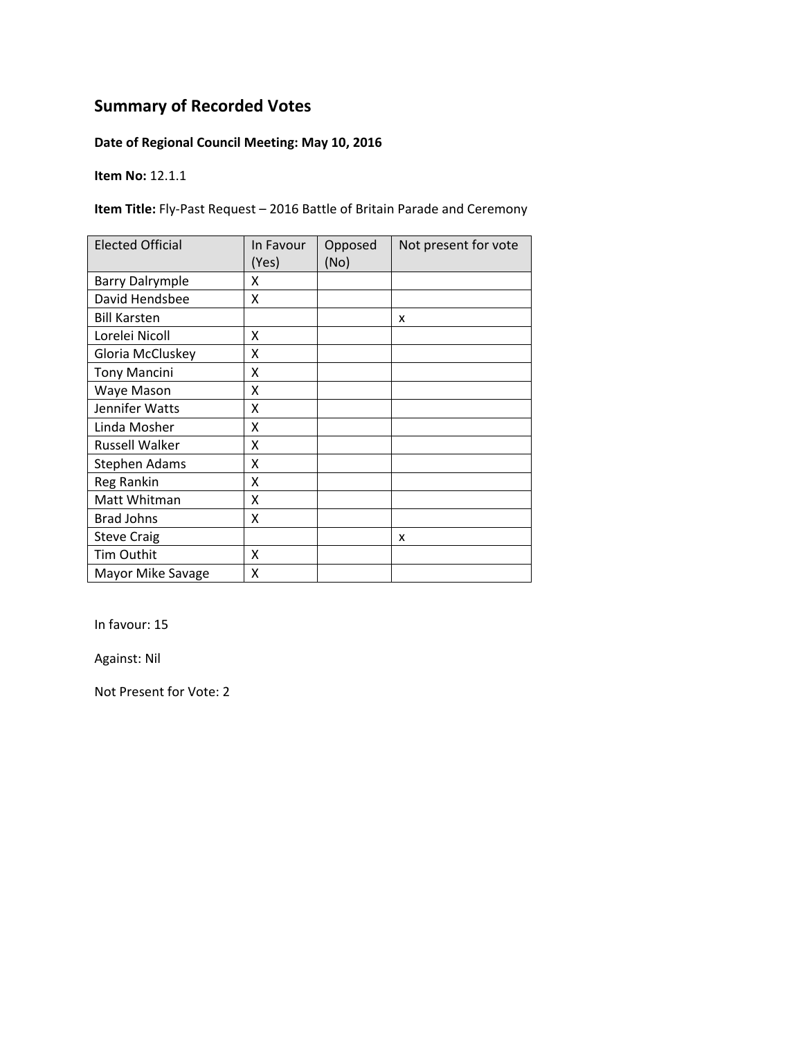# Summary of Recorded Votes

**Date of Regional Council Meeting: May 10, 2016**

**Item No:** 12.1.1

**Item Title:** Fly-Past Request – 2016 Battle of Britain Parade and Ceremony

| Elected Official | In Favour (Yes) | Opposed (No) | Not present for vote |
|---|---|---|---|
| Barry Dalrymple | X | | |
| David Hendsbee | X | | |
| Bill Karsten | | | x |
| Lorelei Nicoll | X | | |
| Gloria McCluskey | X | | |
| Tony Mancini | X | | |
| Waye Mason | X | | |
| Jennifer Watts | X | | |
| Linda Mosher | X | | |
| Russell Walker | X | | |
| Stephen Adams | X | | |
| Reg Rankin | X | | |
| Matt Whitman | X | | |
| Brad Johns | X | | |
| Steve Craig | | | x |
| Tim Outhit | X | | |
| Mayor Mike Savage | X | | |

In favour: 15

Against: Nil

Not Present for Vote: 2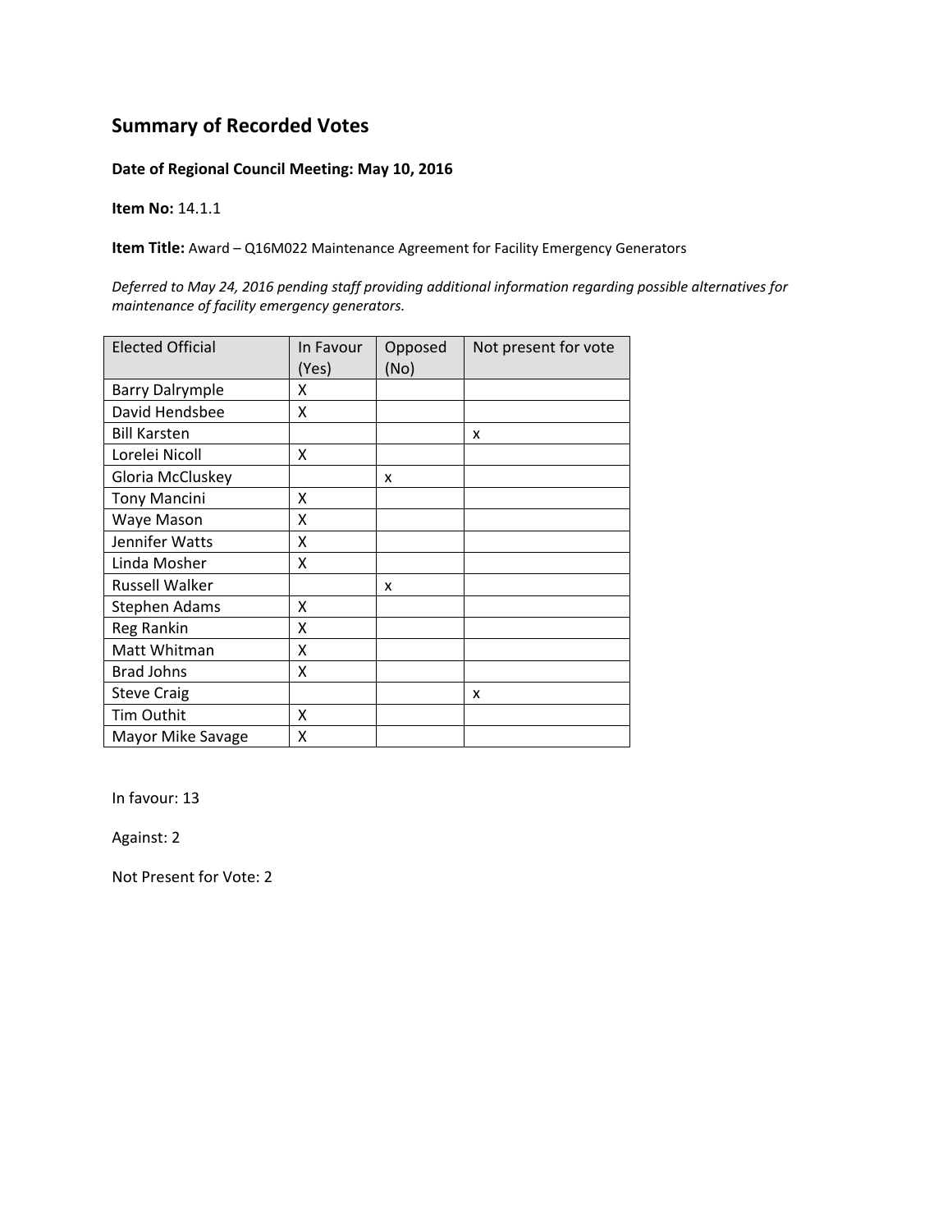# Summary of Recorded Votes

**Date of Regional Council Meeting: May 10, 2016**

**Item No:** 14.1.1

**Item Title:** Award – Q16M022 Maintenance Agreement for Facility Emergency Generators

*Deferred to May 24, 2016 pending staff providing additional information regarding possible alternatives for maintenance of facility emergency generators.*

| Elected Official | In Favour (Yes) | Opposed (No) | Not present for vote |
|---|---|---|---|
| Barry Dalrymple | X | | |
| David Hendsbee | X | | |
| Bill Karsten | | | x |
| Lorelei Nicoll | X | | |
| Gloria McCluskey | | x | |
| Tony Mancini | X | | |
| Waye Mason | X | | |
| Jennifer Watts | X | | |
| Linda Mosher | X | | |
| Russell Walker | | x | |
| Stephen Adams | X | | |
| Reg Rankin | X | | |
| Matt Whitman | X | | |
| Brad Johns | X | | |
| Steve Craig | | | x |
| Tim Outhit | X | | |
| Mayor Mike Savage | X | | |

In favour: 13

Against: 2

Not Present for Vote: 2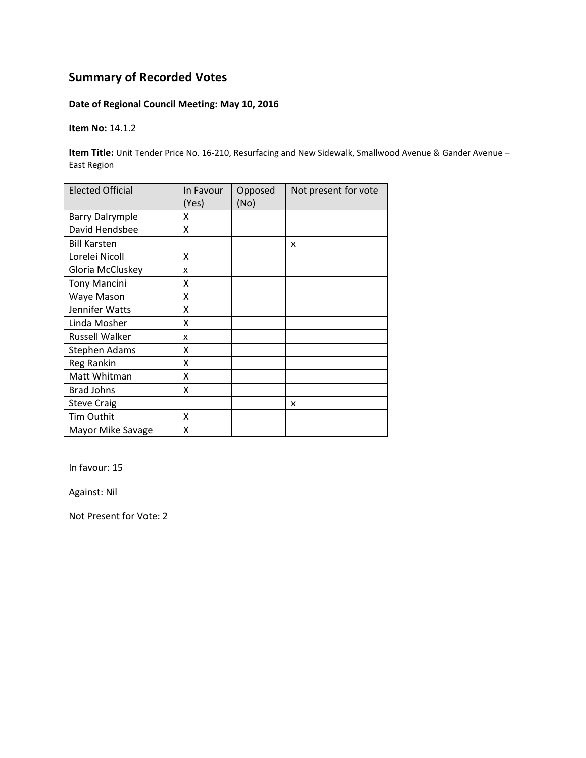# Summary of Recorded Votes

**Date of Regional Council Meeting: May 10, 2016**

**Item No:** 14.1.2

**Item Title:** Unit Tender Price No. 16-210, Resurfacing and New Sidewalk, Smallwood Avenue & Gander Avenue – East Region

| Elected Official | In Favour (Yes) | Opposed (No) | Not present for vote |
|---|---|---|---|
| Barry Dalrymple | X | | |
| David Hendsbee | X | | |
| Bill Karsten | | | x |
| Lorelei Nicoll | X | | |
| Gloria McCluskey | x | | |
| Tony Mancini | X | | |
| Waye Mason | X | | |
| Jennifer Watts | X | | |
| Linda Mosher | X | | |
| Russell Walker | x | | |
| Stephen Adams | X | | |
| Reg Rankin | X | | |
| Matt Whitman | X | | |
| Brad Johns | X | | |
| Steve Craig | | | x |
| Tim Outhit | X | | |
| Mayor Mike Savage | X | | |

In favour: 15

Against: Nil

Not Present for Vote: 2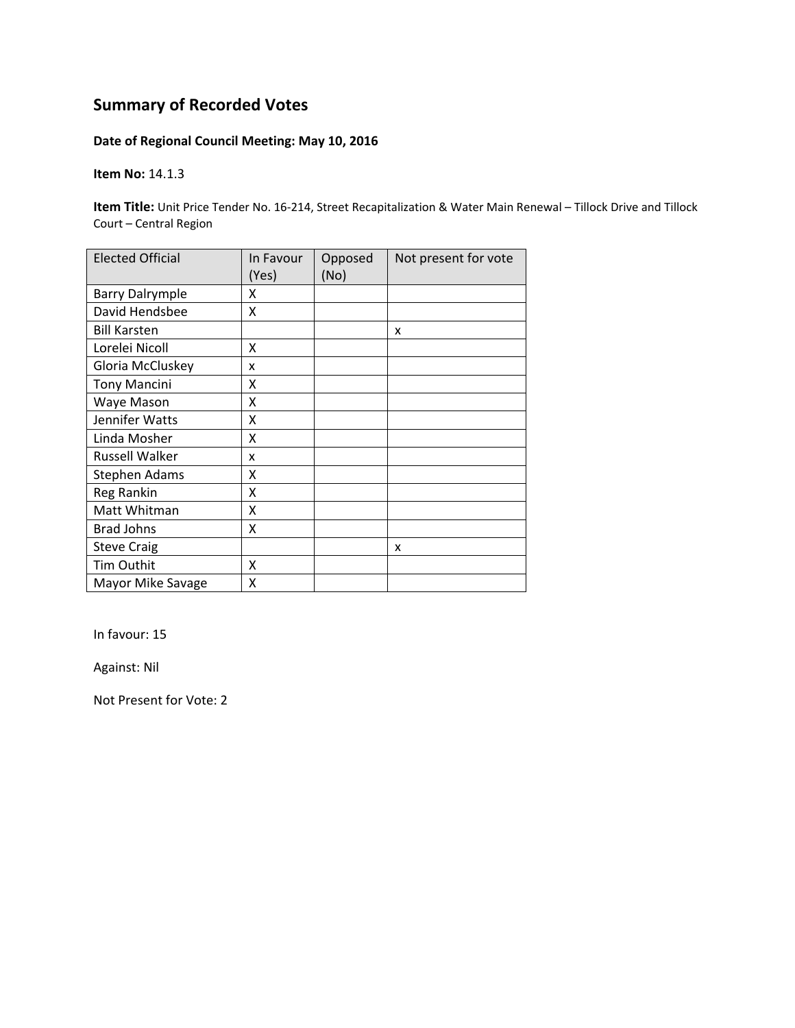## Summary of Recorded Votes

**Date of Regional Council Meeting: May 10, 2016**

**Item No:** 14.1.3

**Item Title:** Unit Price Tender No. 16-214, Street Recapitalization & Water Main Renewal – Tillock Drive and Tillock Court – Central Region

| Elected Official | In Favour (Yes) | Opposed (No) | Not present for vote |
|---|---|---|---|
| Barry Dalrymple | X | | |
| David Hendsbee | X | | |
| Bill Karsten | | | x |
| Lorelei Nicoll | X | | |
| Gloria McCluskey | x | | |
| Tony Mancini | X | | |
| Waye Mason | X | | |
| Jennifer Watts | X | | |
| Linda Mosher | X | | |
| Russell Walker | x | | |
| Stephen Adams | X | | |
| Reg Rankin | X | | |
| Matt Whitman | X | | |
| Brad Johns | X | | |
| Steve Craig | | | x |
| Tim Outhit | X | | |
| Mayor Mike Savage | X | | |

In favour: 15

Against: Nil

Not Present for Vote: 2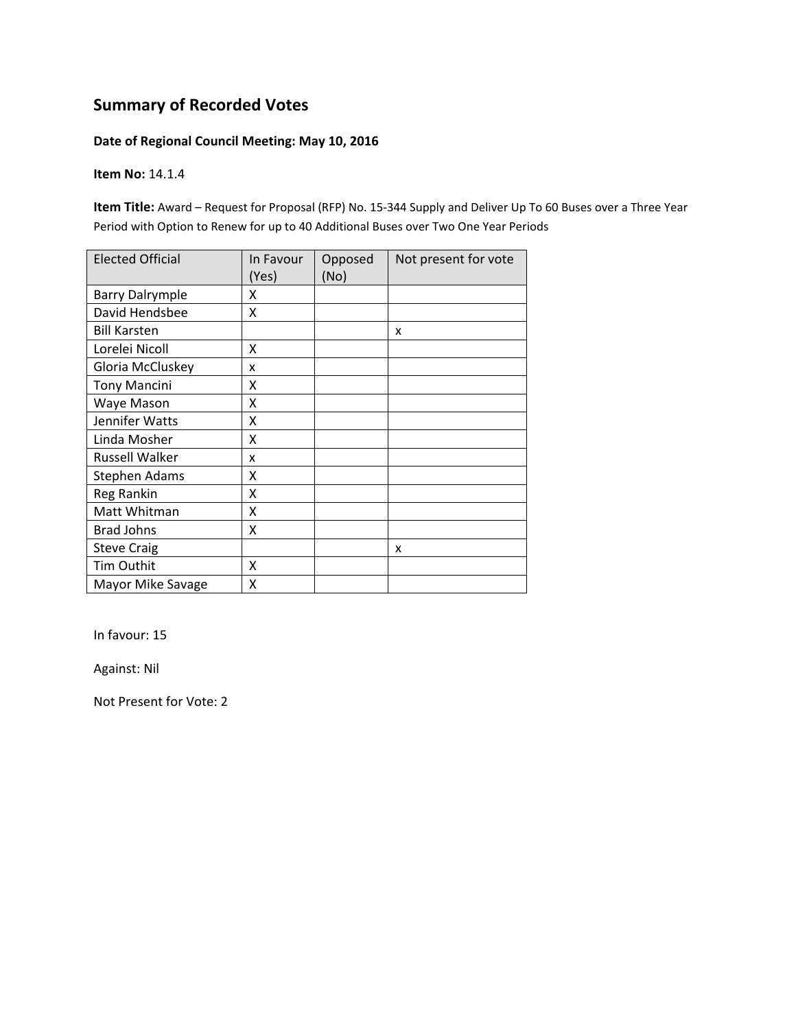# Summary of Recorded Votes

**Date of Regional Council Meeting: May 10, 2016**

**Item No:** 14.1.4

**Item Title:** Award – Request for Proposal (RFP) No. 15-344 Supply and Deliver Up To 60 Buses over a Three Year Period with Option to Renew for up to 40 Additional Buses over Two One Year Periods

| Elected Official | In Favour (Yes) | Opposed (No) | Not present for vote |
|---|---|---|---|
| Barry Dalrymple | X | | |
| David Hendsbee | X | | |
| Bill Karsten | | | x |
| Lorelei Nicoll | X | | |
| Gloria McCluskey | x | | |
| Tony Mancini | X | | |
| Waye Mason | X | | |
| Jennifer Watts | X | | |
| Linda Mosher | X | | |
| Russell Walker | x | | |
| Stephen Adams | X | | |
| Reg Rankin | X | | |
| Matt Whitman | X | | |
| Brad Johns | X | | |
| Steve Craig | | | x |
| Tim Outhit | X | | |
| Mayor Mike Savage | X | | |

In favour: 15

Against: Nil

Not Present for Vote: 2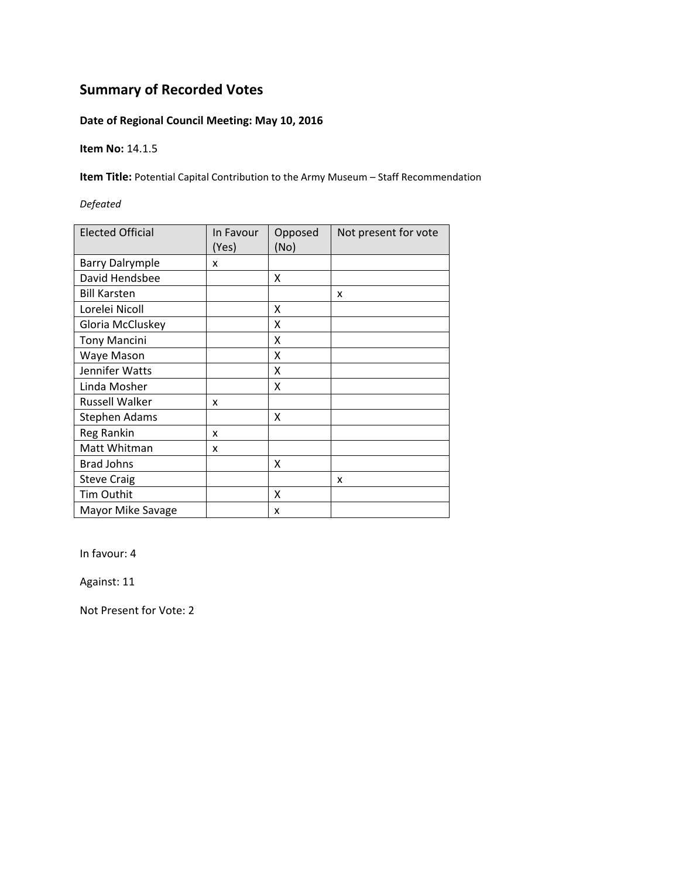## Summary of Recorded Votes

**Date of Regional Council Meeting: May 10, 2016**

**Item No:** 14.1.5

**Item Title:** Potential Capital Contribution to the Army Museum – Staff Recommendation

*Defeated*

| Elected Official | In Favour (Yes) | Opposed (No) | Not present for vote |
|---|---|---|---|
| Barry Dalrymple | x | | |
| David Hendsbee | | X | |
| Bill Karsten | | | x |
| Lorelei Nicoll | | X | |
| Gloria McCluskey | | X | |
| Tony Mancini | | X | |
| Waye Mason | | X | |
| Jennifer Watts | | X | |
| Linda Mosher | | X | |
| Russell Walker | x | | |
| Stephen Adams | | X | |
| Reg Rankin | x | | |
| Matt Whitman | x | | |
| Brad Johns | | X | |
| Steve Craig | | | x |
| Tim Outhit | | X | |
| Mayor Mike Savage | | x | |

In favour: 4

Against: 11

Not Present for Vote: 2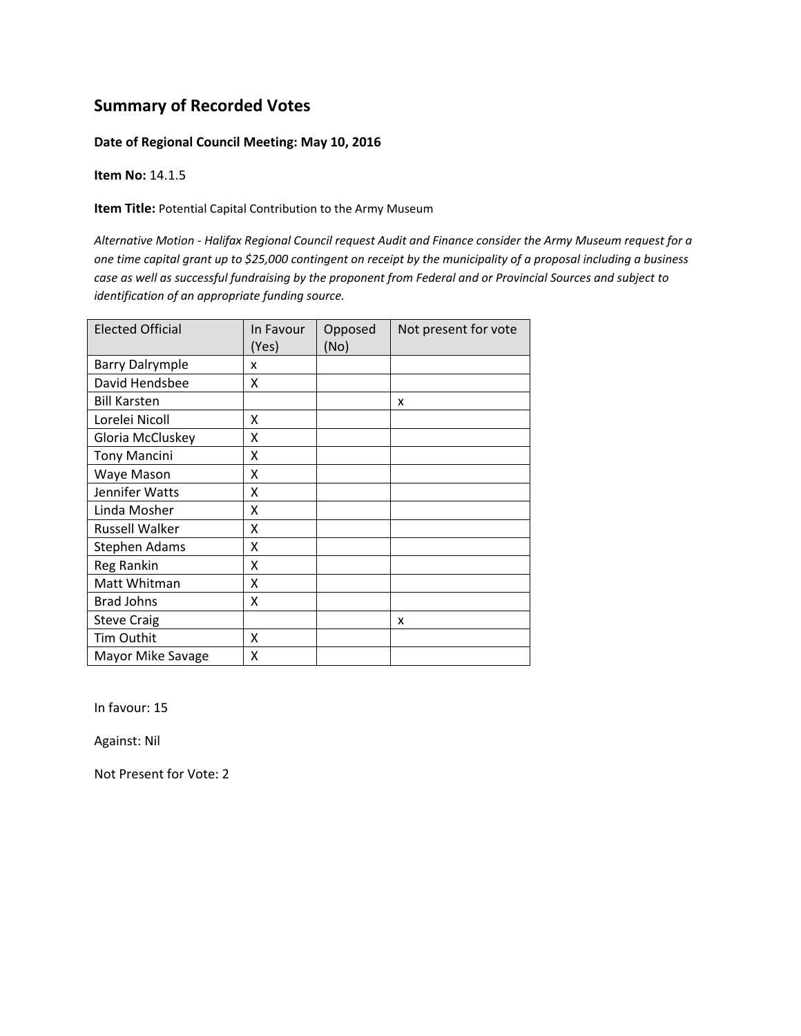## Summary of Recorded Votes

**Date of Regional Council Meeting: May 10, 2016**

**Item No:** 14.1.5

**Item Title:** Potential Capital Contribution to the Army Museum

*Alternative Motion - Halifax Regional Council request Audit and Finance consider the Army Museum request for a one time capital grant up to $25,000 contingent on receipt by the municipality of a proposal including a business case as well as successful fundraising by the proponent from Federal and or Provincial Sources and subject to identification of an appropriate funding source.*

| Elected Official | In Favour (Yes) | Opposed (No) | Not present for vote |
|---|---|---|---|
| Barry Dalrymple | x | | |
| David Hendsbee | X | | |
| Bill Karsten | | | x |
| Lorelei Nicoll | X | | |
| Gloria McCluskey | X | | |
| Tony Mancini | X | | |
| Waye Mason | X | | |
| Jennifer Watts | X | | |
| Linda Mosher | X | | |
| Russell Walker | X | | |
| Stephen Adams | X | | |
| Reg Rankin | X | | |
| Matt Whitman | X | | |
| Brad Johns | X | | |
| Steve Craig | | | x |
| Tim Outhit | X | | |
| Mayor Mike Savage | X | | |

In favour: 15

Against: Nil

Not Present for Vote: 2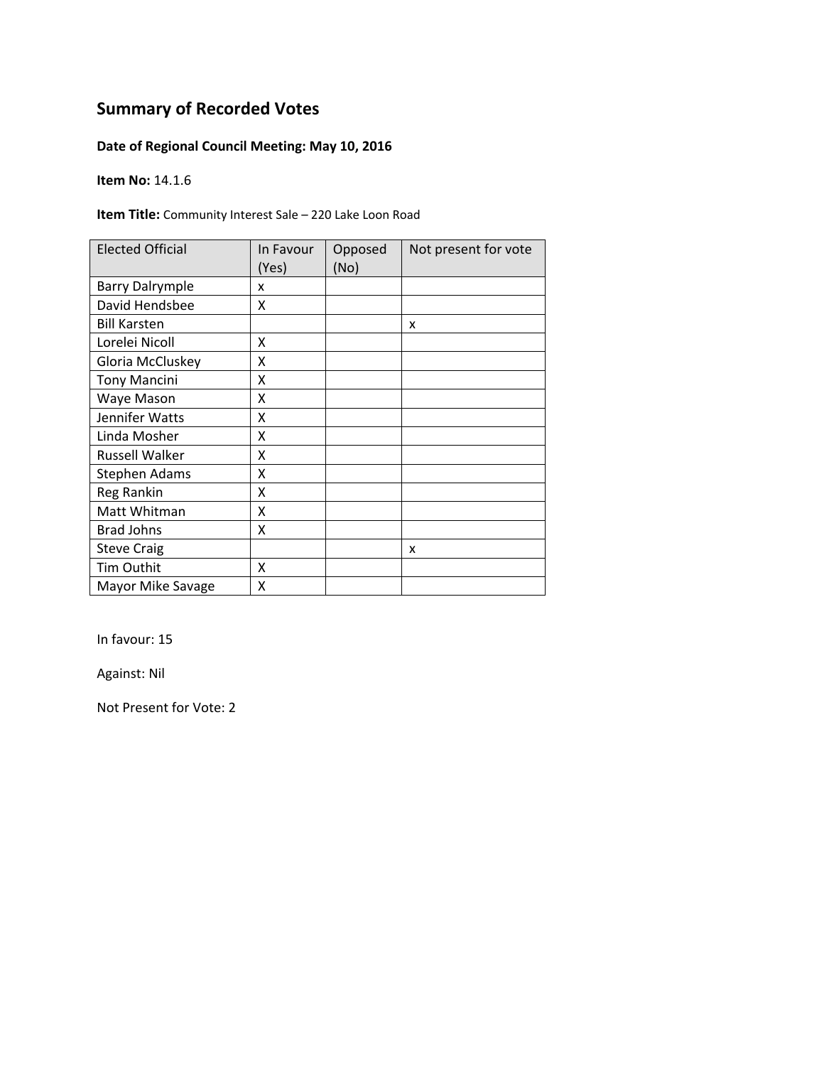## Summary of Recorded Votes

**Date of Regional Council Meeting: May 10, 2016**

**Item No:** 14.1.6

**Item Title:** Community Interest Sale – 220 Lake Loon Road

| Elected Official | In Favour (Yes) | Opposed (No) | Not present for vote |
|---|---|---|---|
| Barry Dalrymple | x | | |
| David Hendsbee | X | | |
| Bill Karsten | | | x |
| Lorelei Nicoll | X | | |
| Gloria McCluskey | X | | |
| Tony Mancini | X | | |
| Waye Mason | X | | |
| Jennifer Watts | X | | |
| Linda Mosher | X | | |
| Russell Walker | X | | |
| Stephen Adams | X | | |
| Reg Rankin | X | | |
| Matt Whitman | X | | |
| Brad Johns | X | | |
| Steve Craig | | | x |
| Tim Outhit | X | | |
| Mayor Mike Savage | X | | |

In favour: 15

Against: Nil

Not Present for Vote: 2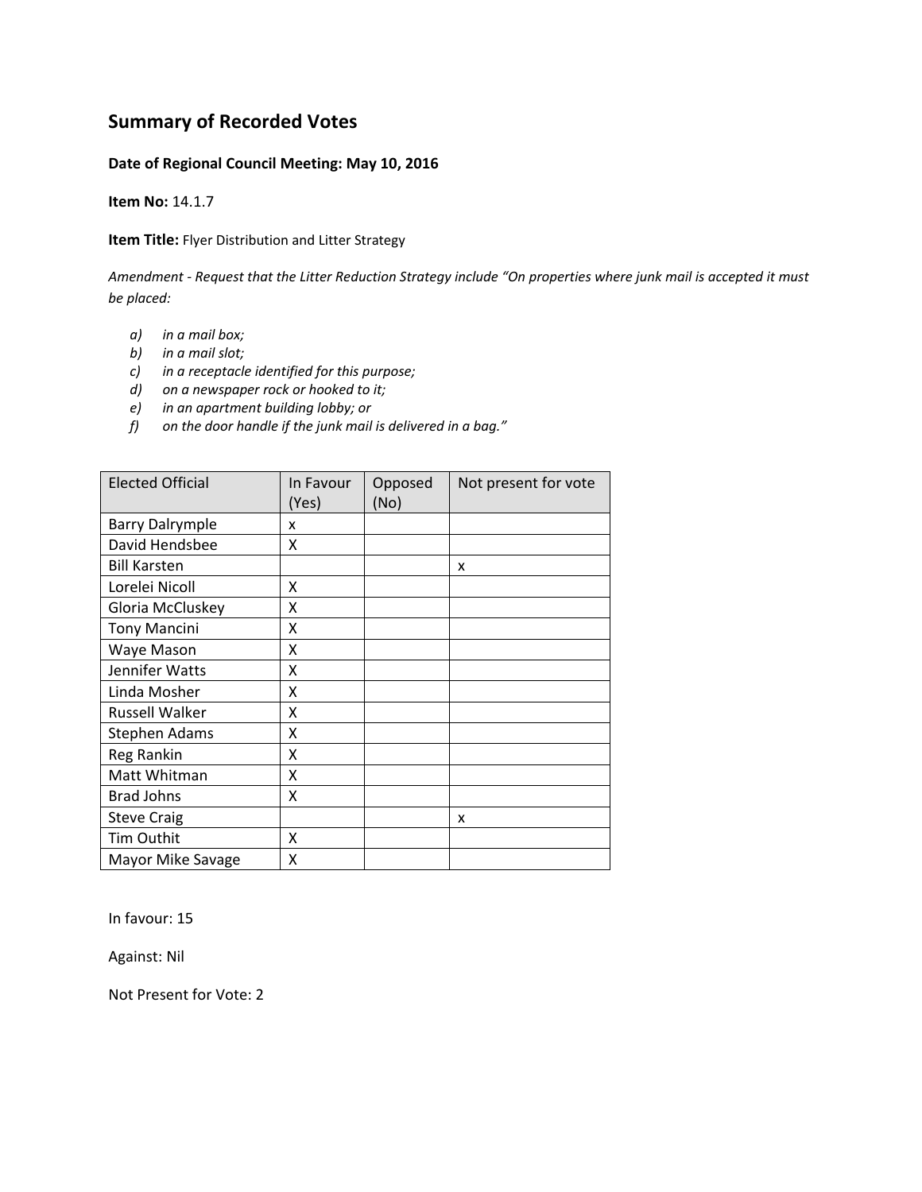## Summary of Recorded Votes

**Date of Regional Council Meeting: May 10, 2016**

**Item No:** 14.1.7

**Item Title:** Flyer Distribution and Litter Strategy

*Amendment - Request that the Litter Reduction Strategy include "On properties where junk mail is accepted it must be placed:*

- *a) in a mail box;*
- *b) in a mail slot;*
- *c) in a receptacle identified for this purpose;*
- *d) on a newspaper rock or hooked to it;*
- *e) in an apartment building lobby; or*
- *f) on the door handle if the junk mail is delivered in a bag."*

| Elected Official | In Favour (Yes) | Opposed (No) | Not present for vote |
|---|---|---|---|
| Barry Dalrymple | x | | |
| David Hendsbee | X | | |
| Bill Karsten | | | x |
| Lorelei Nicoll | X | | |
| Gloria McCluskey | X | | |
| Tony Mancini | X | | |
| Waye Mason | X | | |
| Jennifer Watts | X | | |
| Linda Mosher | X | | |
| Russell Walker | X | | |
| Stephen Adams | X | | |
| Reg Rankin | X | | |
| Matt Whitman | X | | |
| Brad Johns | X | | |
| Steve Craig | | | x |
| Tim Outhit | X | | |
| Mayor Mike Savage | X | | |

In favour: 15

Against: Nil

Not Present for Vote: 2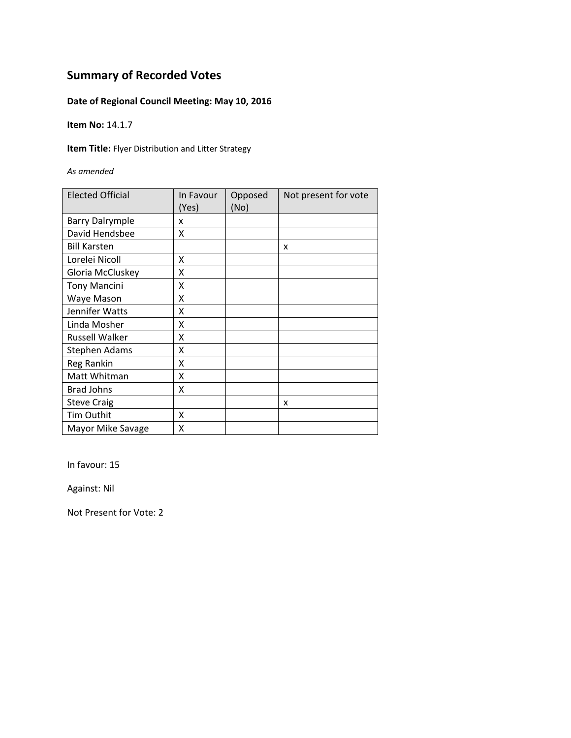# Summary of Recorded Votes

**Date of Regional Council Meeting: May 10, 2016**

**Item No:** 14.1.7

**Item Title:** Flyer Distribution and Litter Strategy

*As amended*

| Elected Official | In Favour (Yes) | Opposed (No) | Not present for vote |
|---|---|---|---|
| Barry Dalrymple | x | | |
| David Hendsbee | X | | |
| Bill Karsten | | | x |
| Lorelei Nicoll | X | | |
| Gloria McCluskey | X | | |
| Tony Mancini | X | | |
| Waye Mason | X | | |
| Jennifer Watts | X | | |
| Linda Mosher | X | | |
| Russell Walker | X | | |
| Stephen Adams | X | | |
| Reg Rankin | X | | |
| Matt Whitman | X | | |
| Brad Johns | X | | |
| Steve Craig | | | x |
| Tim Outhit | X | | |
| Mayor Mike Savage | X | | |

In favour: 15

Against: Nil

Not Present for Vote: 2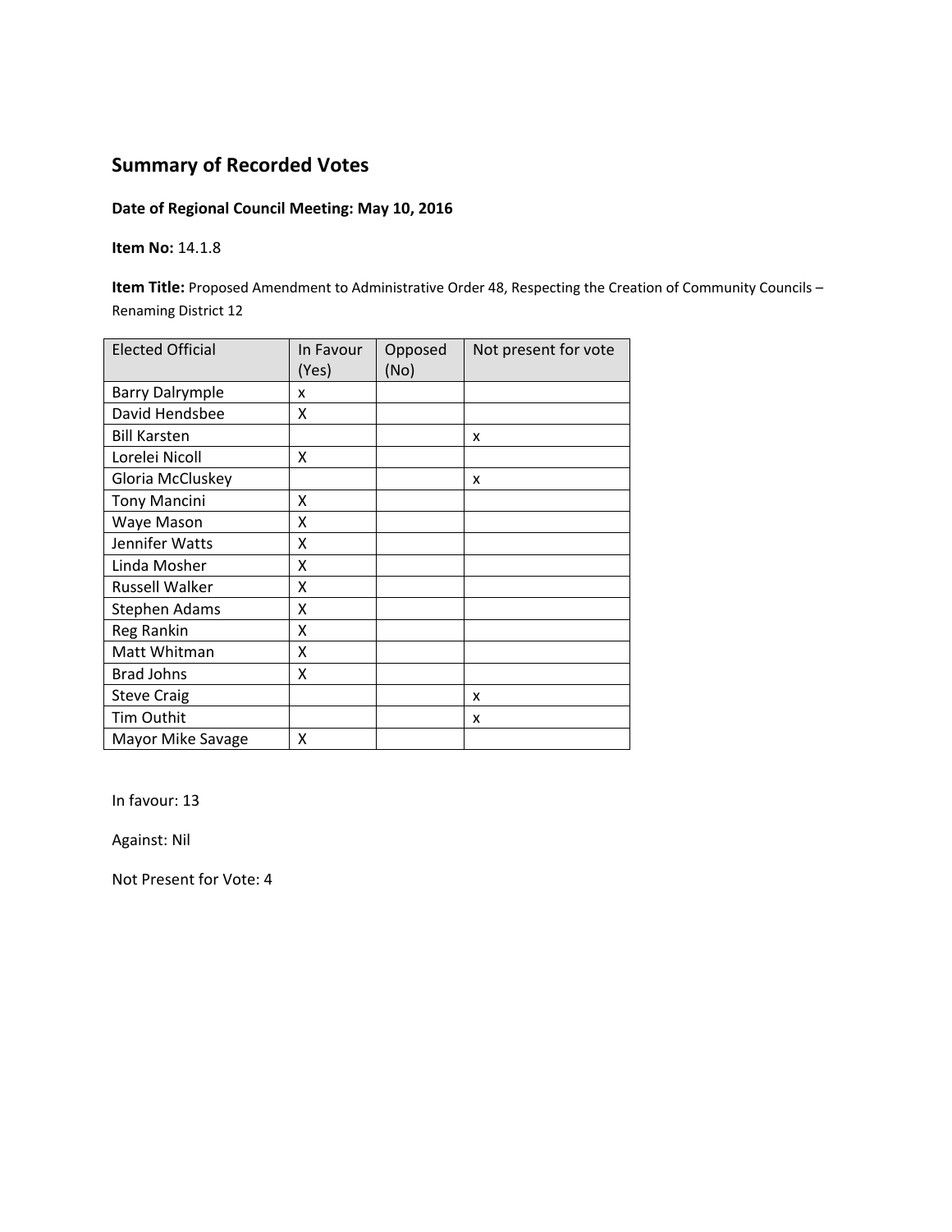## Summary of Recorded Votes

**Date of Regional Council Meeting: May 10, 2016**

**Item No:** 14.1.8

**Item Title:** Proposed Amendment to Administrative Order 48, Respecting the Creation of Community Councils – Renaming District 12

| Elected Official | In Favour (Yes) | Opposed (No) | Not present for vote |
|---|---|---|---|
| Barry Dalrymple | x | | |
| David Hendsbee | X | | |
| Bill Karsten | | | x |
| Lorelei Nicoll | X | | |
| Gloria McCluskey | | | x |
| Tony Mancini | X | | |
| Waye Mason | X | | |
| Jennifer Watts | X | | |
| Linda Mosher | X | | |
| Russell Walker | X | | |
| Stephen Adams | X | | |
| Reg Rankin | X | | |
| Matt Whitman | X | | |
| Brad Johns | X | | |
| Steve Craig | | | x |
| Tim Outhit | | | x |
| Mayor Mike Savage | X | | |

In favour: 13

Against: Nil

Not Present for Vote: 4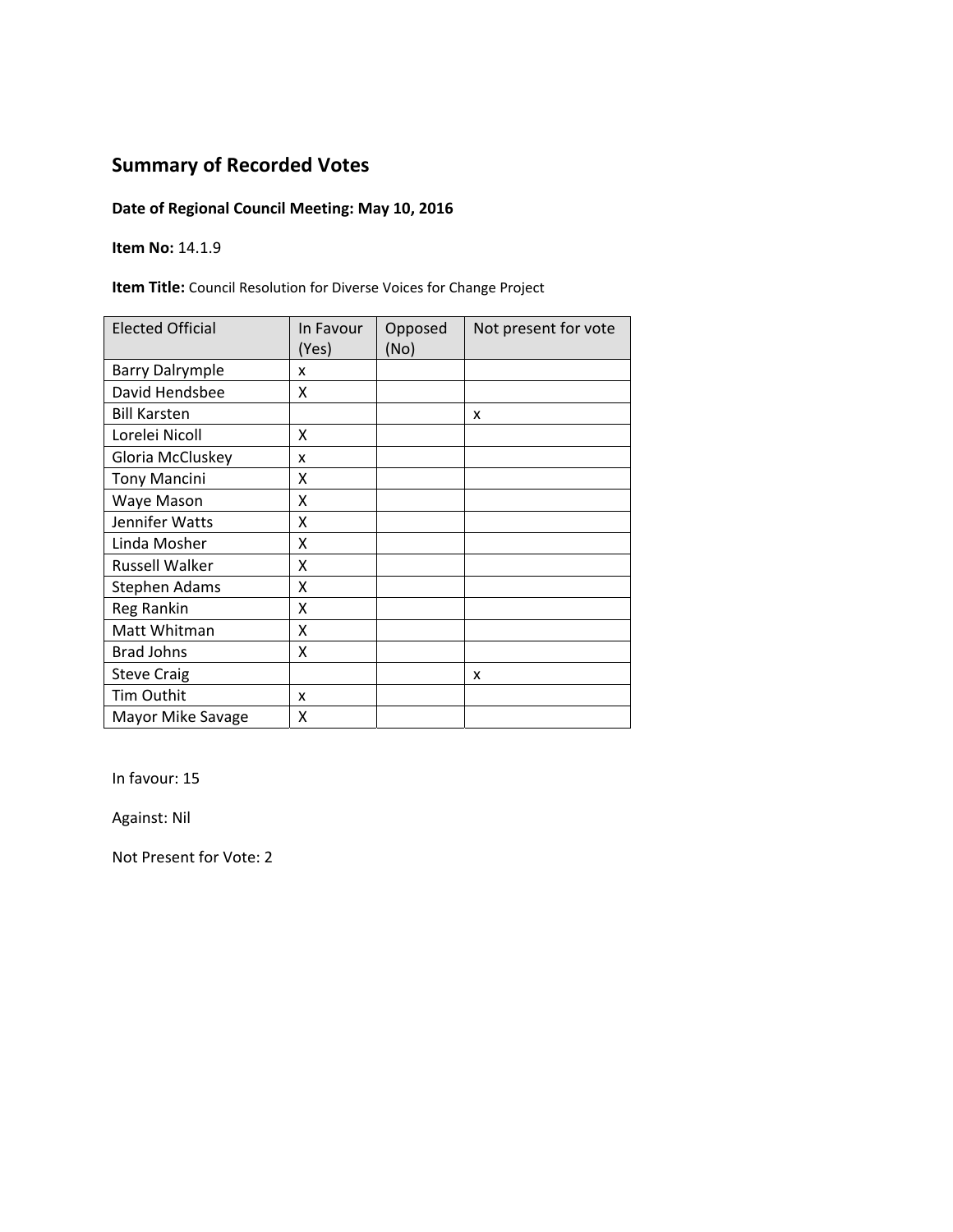## Summary of Recorded Votes

**Date of Regional Council Meeting: May 10, 2016**

**Item No:** 14.1.9

**Item Title:** Council Resolution for Diverse Voices for Change Project

| Elected Official | In Favour (Yes) | Opposed (No) | Not present for vote |
|---|---|---|---|
| Barry Dalrymple | x | | |
| David Hendsbee | X | | |
| Bill Karsten | | | x |
| Lorelei Nicoll | X | | |
| Gloria McCluskey | x | | |
| Tony Mancini | X | | |
| Waye Mason | X | | |
| Jennifer Watts | X | | |
| Linda Mosher | X | | |
| Russell Walker | X | | |
| Stephen Adams | X | | |
| Reg Rankin | X | | |
| Matt Whitman | X | | |
| Brad Johns | X | | |
| Steve Craig | | | x |
| Tim Outhit | x | | |
| Mayor Mike Savage | X | | |

In favour: 15

Against: Nil

Not Present for Vote: 2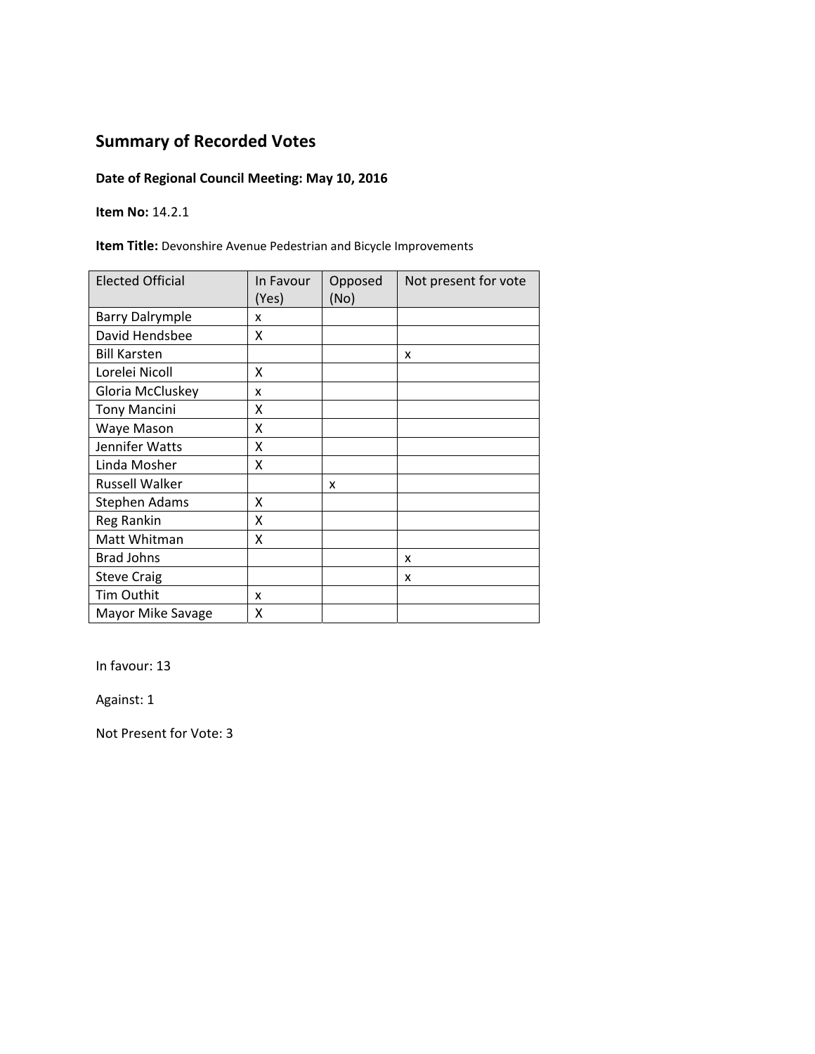## Summary of Recorded Votes

**Date of Regional Council Meeting: May 10, 2016**

**Item No:** 14.2.1

**Item Title:** Devonshire Avenue Pedestrian and Bicycle Improvements

| Elected Official | In Favour (Yes) | Opposed (No) | Not present for vote |
|---|---|---|---|
| Barry Dalrymple | x | | |
| David Hendsbee | X | | |
| Bill Karsten | | | x |
| Lorelei Nicoll | X | | |
| Gloria McCluskey | x | | |
| Tony Mancini | X | | |
| Waye Mason | X | | |
| Jennifer Watts | X | | |
| Linda Mosher | X | | |
| Russell Walker | | x | |
| Stephen Adams | X | | |
| Reg Rankin | X | | |
| Matt Whitman | X | | |
| Brad Johns | | | x |
| Steve Craig | | | x |
| Tim Outhit | x | | |
| Mayor Mike Savage | X | | |

In favour: 13

Against: 1

Not Present for Vote: 3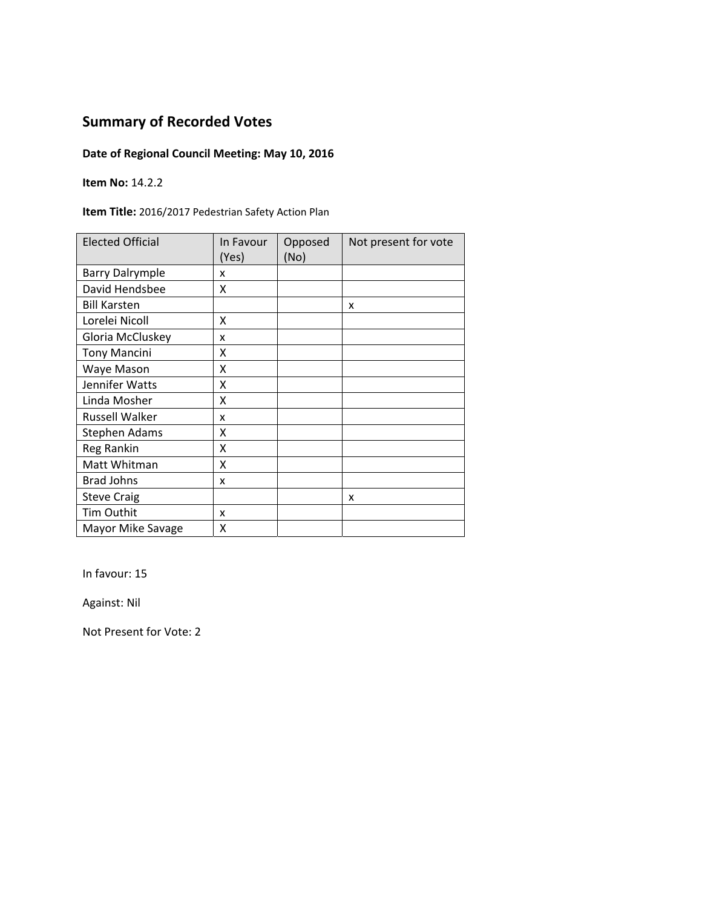## Summary of Recorded Votes

**Date of Regional Council Meeting: May 10, 2016**

**Item No:** 14.2.2

**Item Title:** 2016/2017 Pedestrian Safety Action Plan

| Elected Official | In Favour (Yes) | Opposed (No) | Not present for vote |
|---|---|---|---|
| Barry Dalrymple | x | | |
| David Hendsbee | X | | |
| Bill Karsten | | | x |
| Lorelei Nicoll | X | | |
| Gloria McCluskey | x | | |
| Tony Mancini | X | | |
| Waye Mason | X | | |
| Jennifer Watts | X | | |
| Linda Mosher | X | | |
| Russell Walker | x | | |
| Stephen Adams | X | | |
| Reg Rankin | X | | |
| Matt Whitman | X | | |
| Brad Johns | x | | |
| Steve Craig | | | x |
| Tim Outhit | x | | |
| Mayor Mike Savage | X | | |

In favour: 15

Against: Nil

Not Present for Vote: 2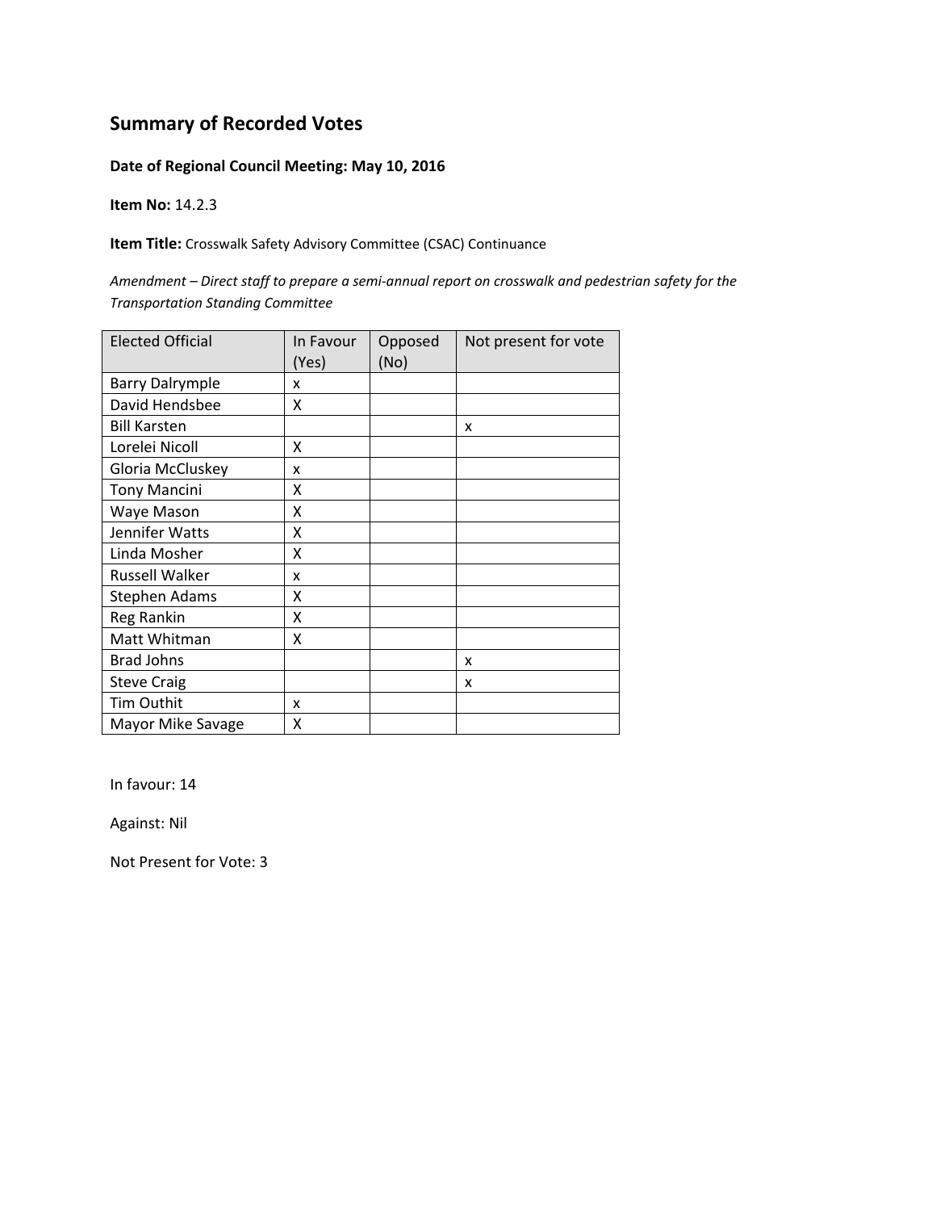## Summary of Recorded Votes

**Date of Regional Council Meeting: May 10, 2016**

**Item No:** 14.2.3

**Item Title:** Crosswalk Safety Advisory Committee (CSAC) Continuance

*Amendment – Direct staff to prepare a semi-annual report on crosswalk and pedestrian safety for the Transportation Standing Committee*

| Elected Official | In Favour (Yes) | Opposed (No) | Not present for vote |
|---|---|---|---|
| Barry Dalrymple | x | | |
| David Hendsbee | X | | |
| Bill Karsten | | | x |
| Lorelei Nicoll | X | | |
| Gloria McCluskey | x | | |
| Tony Mancini | X | | |
| Waye Mason | X | | |
| Jennifer Watts | X | | |
| Linda Mosher | X | | |
| Russell Walker | x | | |
| Stephen Adams | X | | |
| Reg Rankin | X | | |
| Matt Whitman | X | | |
| Brad Johns | | | x |
| Steve Craig | | | x |
| Tim Outhit | x | | |
| Mayor Mike Savage | X | | |

In favour: 14

Against: Nil

Not Present for Vote: 3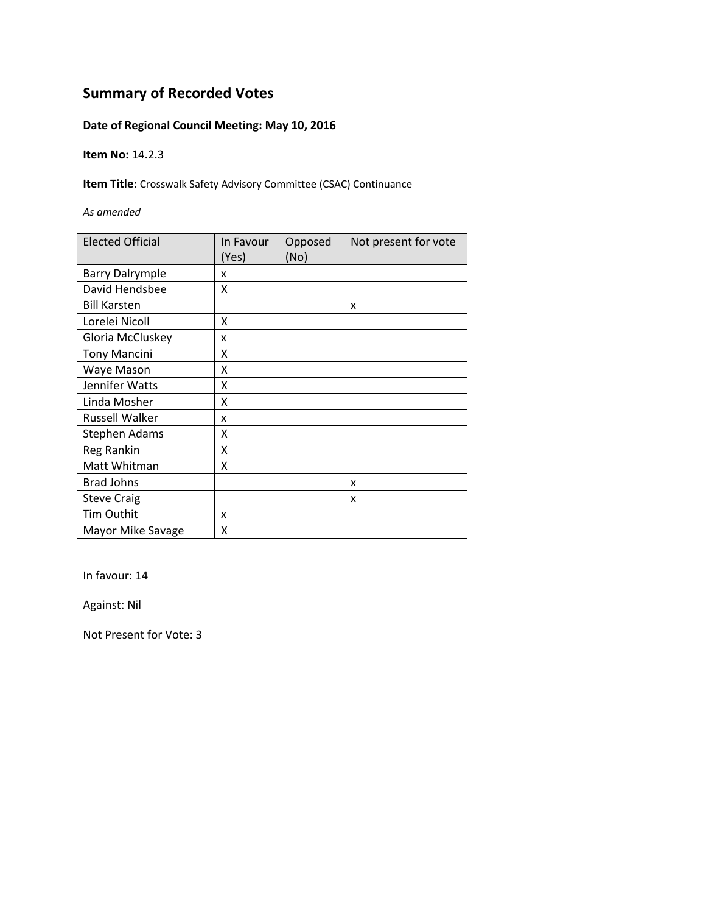## Summary of Recorded Votes

**Date of Regional Council Meeting: May 10, 2016**

**Item No:** 14.2.3

**Item Title:** Crosswalk Safety Advisory Committee (CSAC) Continuance

*As amended*

| Elected Official | In Favour (Yes) | Opposed (No) | Not present for vote |
|---|---|---|---|
| Barry Dalrymple | x | | |
| David Hendsbee | X | | |
| Bill Karsten | | | x |
| Lorelei Nicoll | X | | |
| Gloria McCluskey | x | | |
| Tony Mancini | X | | |
| Waye Mason | X | | |
| Jennifer Watts | X | | |
| Linda Mosher | X | | |
| Russell Walker | x | | |
| Stephen Adams | X | | |
| Reg Rankin | X | | |
| Matt Whitman | X | | |
| Brad Johns | | | x |
| Steve Craig | | | x |
| Tim Outhit | x | | |
| Mayor Mike Savage | X | | |

In favour: 14

Against: Nil

Not Present for Vote: 3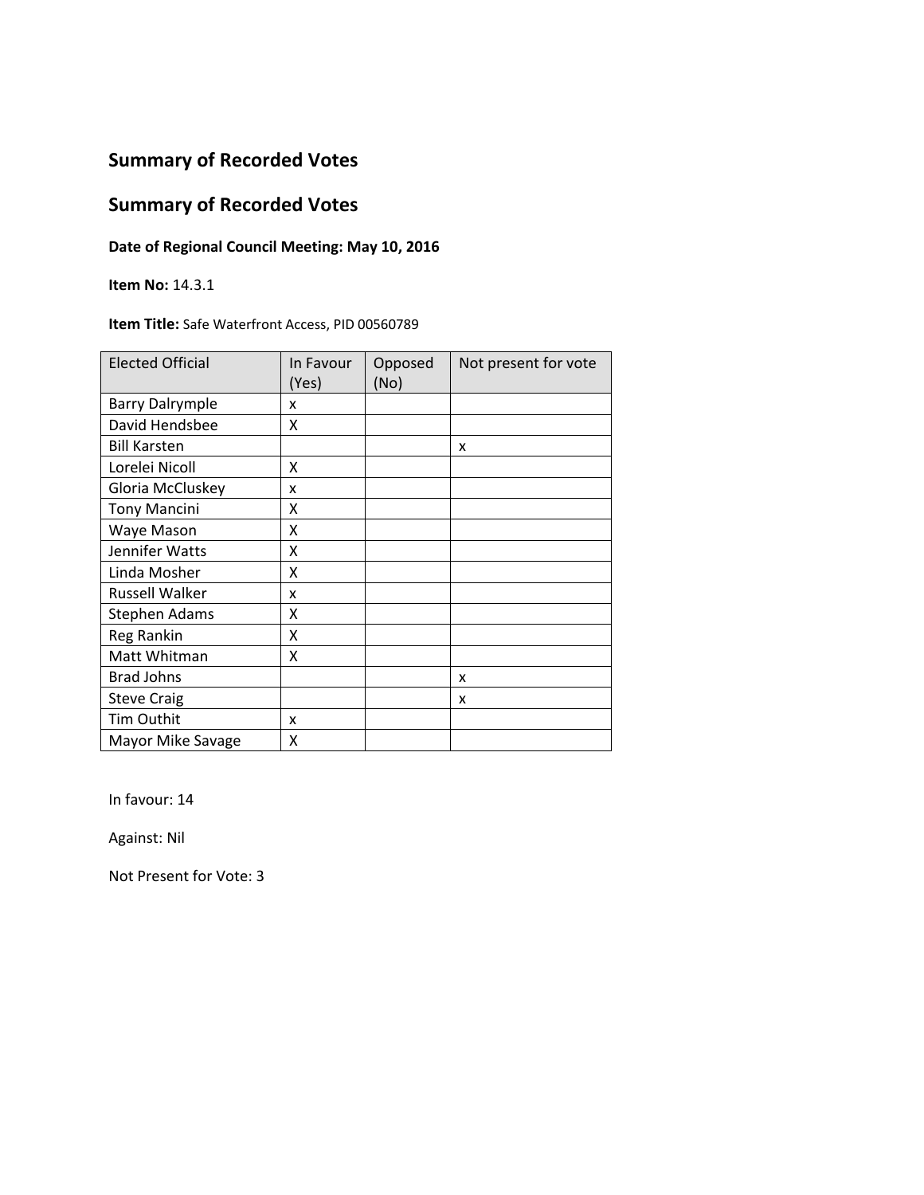## Summary of Recorded Votes

## Summary of Recorded Votes

**Date of Regional Council Meeting: May 10, 2016**

**Item No:** 14.3.1

**Item Title:** Safe Waterfront Access, PID 00560789

| Elected Official | In Favour (Yes) | Opposed (No) | Not present for vote |
|---|---|---|---|
| Barry Dalrymple | x | | |
| David Hendsbee | X | | |
| Bill Karsten | | | x |
| Lorelei Nicoll | X | | |
| Gloria McCluskey | x | | |
| Tony Mancini | X | | |
| Waye Mason | X | | |
| Jennifer Watts | X | | |
| Linda Mosher | X | | |
| Russell Walker | x | | |
| Stephen Adams | X | | |
| Reg Rankin | X | | |
| Matt Whitman | X | | |
| Brad Johns | | | x |
| Steve Craig | | | x |
| Tim Outhit | x | | |
| Mayor Mike Savage | X | | |

In favour: 14

Against: Nil

Not Present for Vote: 3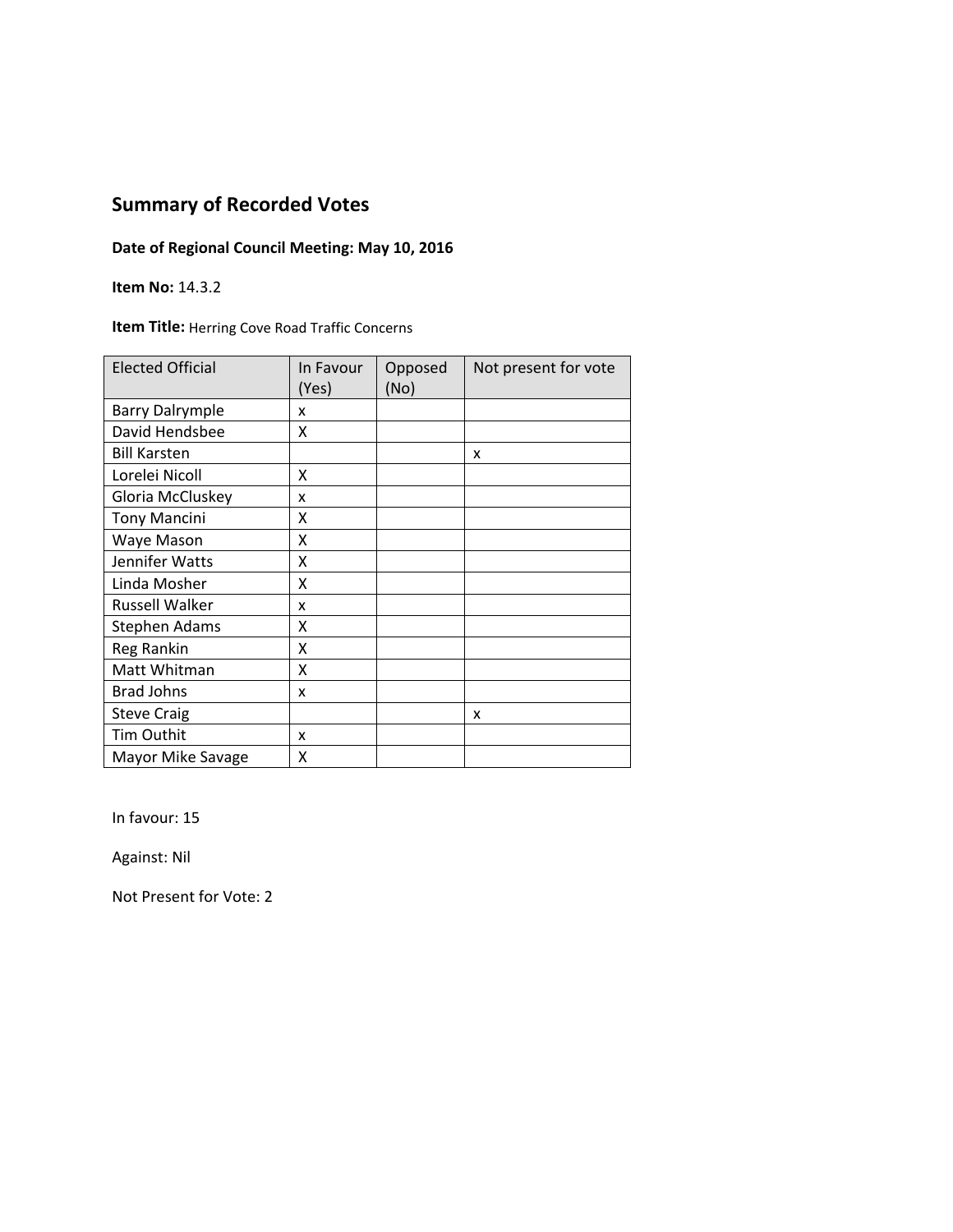## Summary of Recorded Votes

**Date of Regional Council Meeting: May 10, 2016**

**Item No:** 14.3.2

**Item Title:** Herring Cove Road Traffic Concerns

| Elected Official | In Favour (Yes) | Opposed (No) | Not present for vote |
|---|---|---|---|
| Barry Dalrymple | x | | |
| David Hendsbee | X | | |
| Bill Karsten | | | x |
| Lorelei Nicoll | X | | |
| Gloria McCluskey | x | | |
| Tony Mancini | X | | |
| Waye Mason | X | | |
| Jennifer Watts | X | | |
| Linda Mosher | X | | |
| Russell Walker | x | | |
| Stephen Adams | X | | |
| Reg Rankin | X | | |
| Matt Whitman | X | | |
| Brad Johns | x | | |
| Steve Craig | | | x |
| Tim Outhit | x | | |
| Mayor Mike Savage | X | | |

In favour: 15

Against: Nil

Not Present for Vote: 2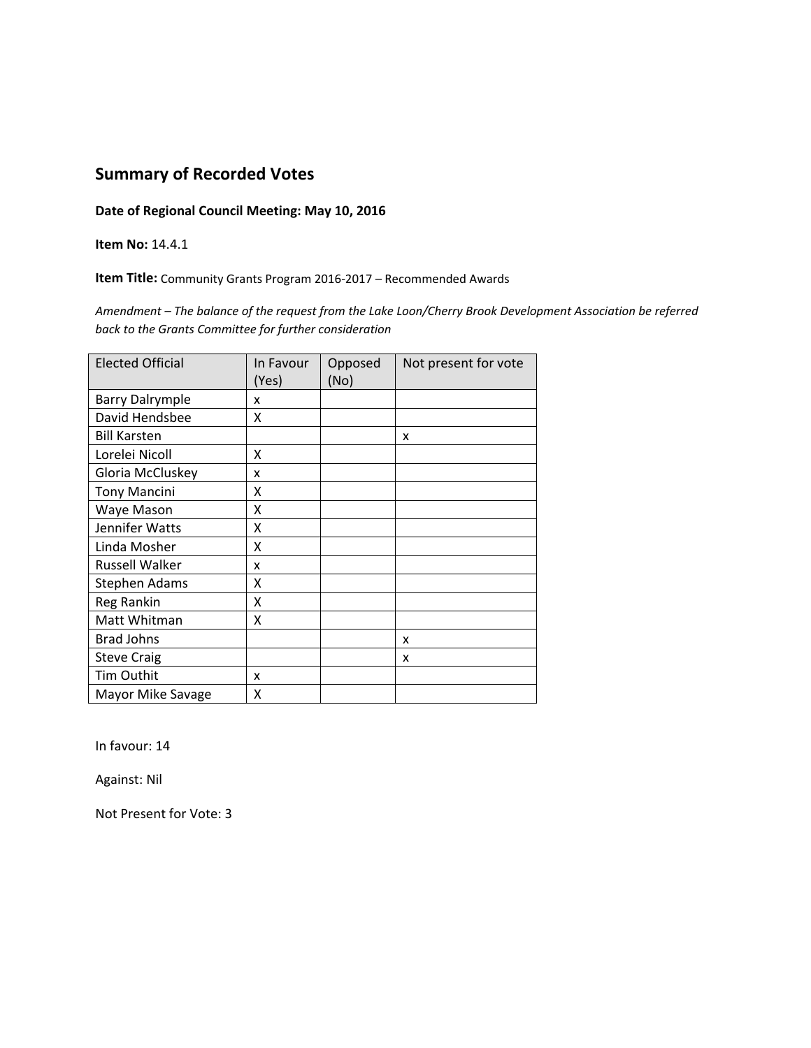## Summary of Recorded Votes

**Date of Regional Council Meeting: May 10, 2016**

**Item No:** 14.4.1

**Item Title:** Community Grants Program 2016-2017 – Recommended Awards

*Amendment – The balance of the request from the Lake Loon/Cherry Brook Development Association be referred back to the Grants Committee for further consideration*

| Elected Official | In Favour (Yes) | Opposed (No) | Not present for vote |
|---|---|---|---|
| Barry Dalrymple | x | | |
| David Hendsbee | X | | |
| Bill Karsten | | | x |
| Lorelei Nicoll | X | | |
| Gloria McCluskey | x | | |
| Tony Mancini | X | | |
| Waye Mason | X | | |
| Jennifer Watts | X | | |
| Linda Mosher | X | | |
| Russell Walker | x | | |
| Stephen Adams | X | | |
| Reg Rankin | X | | |
| Matt Whitman | X | | |
| Brad Johns | | | x |
| Steve Craig | | | x |
| Tim Outhit | x | | |
| Mayor Mike Savage | X | | |

In favour: 14

Against: Nil

Not Present for Vote: 3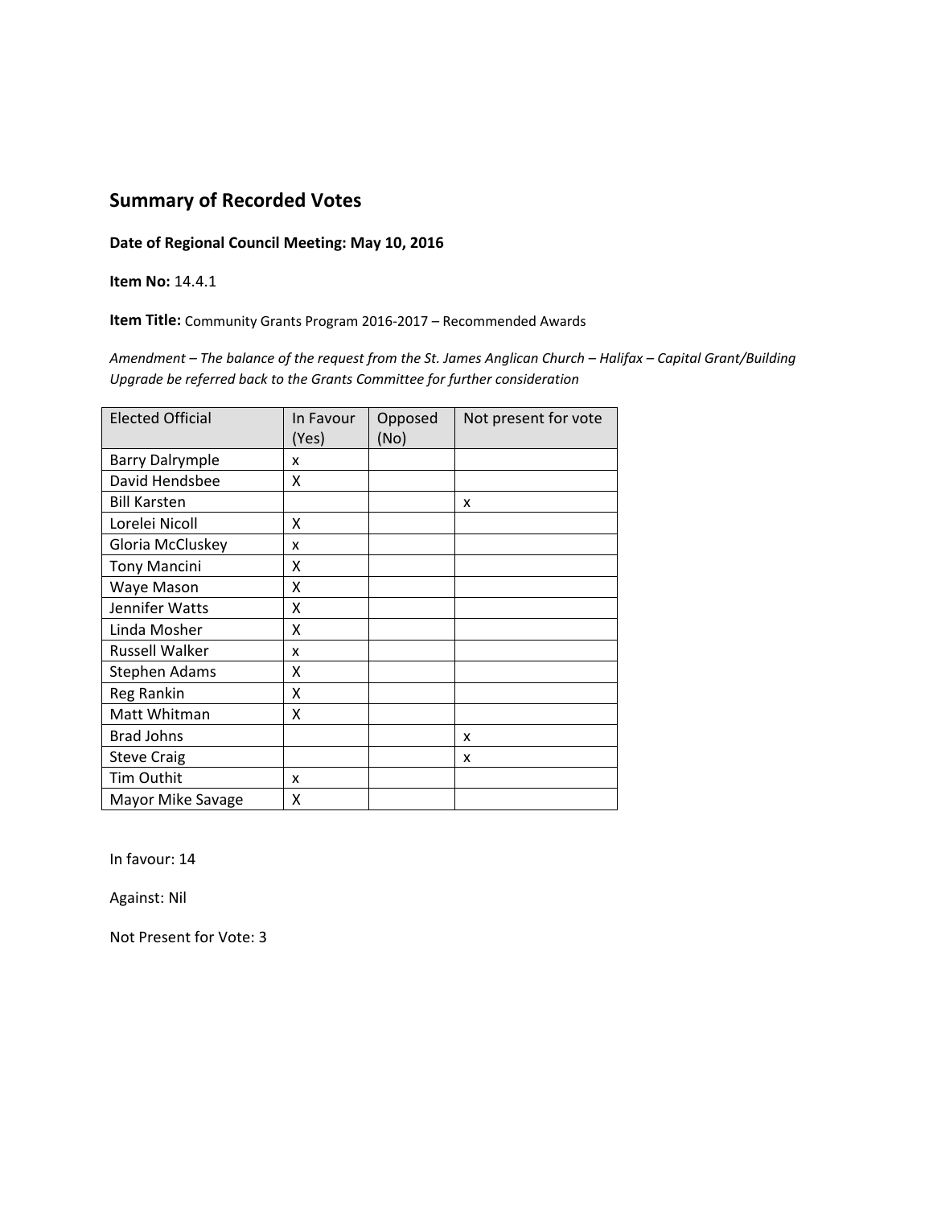## Summary of Recorded Votes

**Date of Regional Council Meeting: May 10, 2016**

**Item No:** 14.4.1

**Item Title:** Community Grants Program 2016-2017 – Recommended Awards

*Amendment – The balance of the request from the St. James Anglican Church – Halifax – Capital Grant/Building Upgrade be referred back to the Grants Committee for further consideration*

| Elected Official | In Favour (Yes) | Opposed (No) | Not present for vote |
|---|---|---|---|
| Barry Dalrymple | x | | |
| David Hendsbee | X | | |
| Bill Karsten | | | x |
| Lorelei Nicoll | X | | |
| Gloria McCluskey | x | | |
| Tony Mancini | X | | |
| Waye Mason | X | | |
| Jennifer Watts | X | | |
| Linda Mosher | X | | |
| Russell Walker | x | | |
| Stephen Adams | X | | |
| Reg Rankin | X | | |
| Matt Whitman | X | | |
| Brad Johns | | | x |
| Steve Craig | | | x |
| Tim Outhit | x | | |
| Mayor Mike Savage | X | | |

In favour: 14

Against: Nil

Not Present for Vote: 3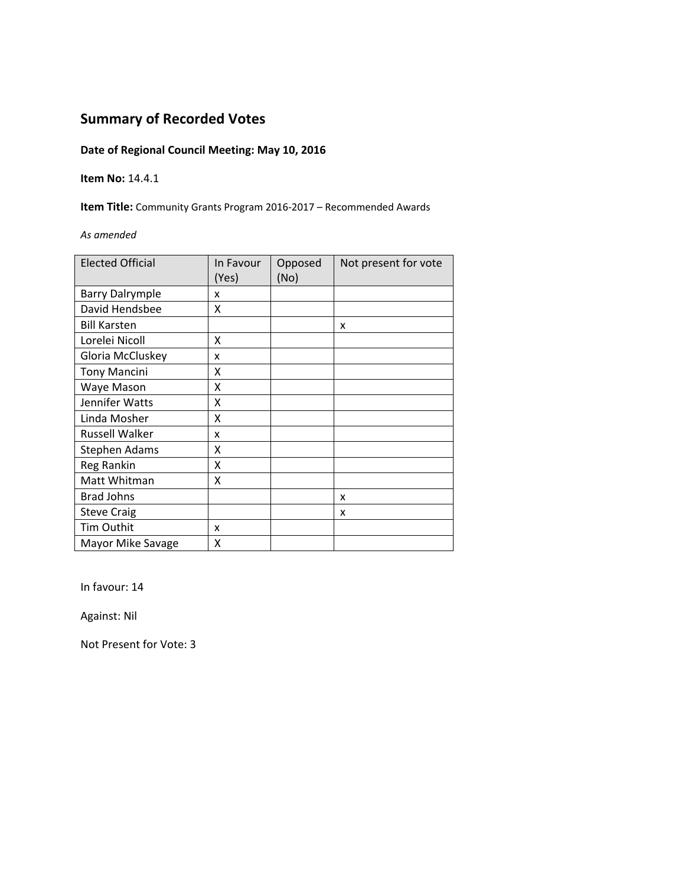## Summary of Recorded Votes

**Date of Regional Council Meeting: May 10, 2016**

**Item No:** 14.4.1

**Item Title:** Community Grants Program 2016-2017 – Recommended Awards

*As amended*

| Elected Official | In Favour (Yes) | Opposed (No) | Not present for vote |
|---|---|---|---|
| Barry Dalrymple | x | | |
| David Hendsbee | X | | |
| Bill Karsten | | | x |
| Lorelei Nicoll | X | | |
| Gloria McCluskey | x | | |
| Tony Mancini | X | | |
| Waye Mason | X | | |
| Jennifer Watts | X | | |
| Linda Mosher | X | | |
| Russell Walker | x | | |
| Stephen Adams | X | | |
| Reg Rankin | X | | |
| Matt Whitman | X | | |
| Brad Johns | | | x |
| Steve Craig | | | x |
| Tim Outhit | x | | |
| Mayor Mike Savage | X | | |

In favour: 14

Against: Nil

Not Present for Vote: 3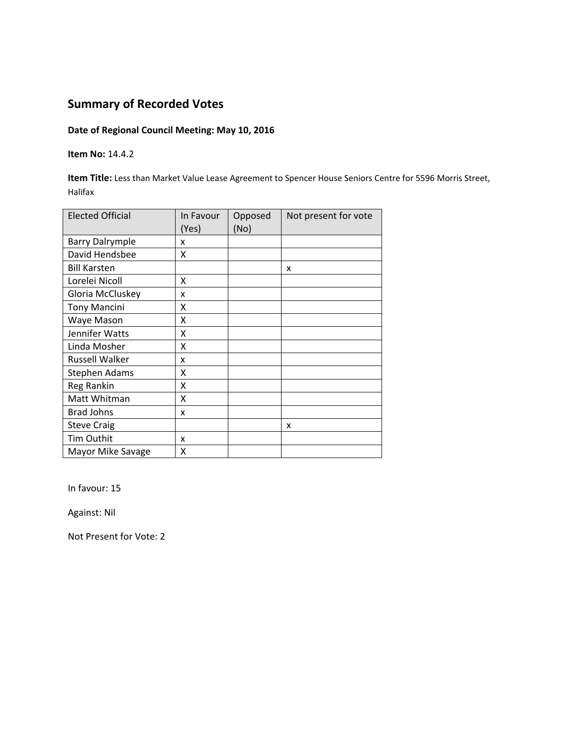## Summary of Recorded Votes

**Date of Regional Council Meeting: May 10, 2016**

**Item No:** 14.4.2

**Item Title:** Less than Market Value Lease Agreement to Spencer House Seniors Centre for 5596 Morris Street, Halifax

| Elected Official | In Favour (Yes) | Opposed (No) | Not present for vote |
|---|---|---|---|
| Barry Dalrymple | x | | |
| David Hendsbee | X | | |
| Bill Karsten | | | x |
| Lorelei Nicoll | X | | |
| Gloria McCluskey | x | | |
| Tony Mancini | X | | |
| Waye Mason | X | | |
| Jennifer Watts | X | | |
| Linda Mosher | X | | |
| Russell Walker | x | | |
| Stephen Adams | X | | |
| Reg Rankin | X | | |
| Matt Whitman | X | | |
| Brad Johns | x | | |
| Steve Craig | | | x |
| Tim Outhit | x | | |
| Mayor Mike Savage | X | | |

In favour: 15

Against: Nil

Not Present for Vote: 2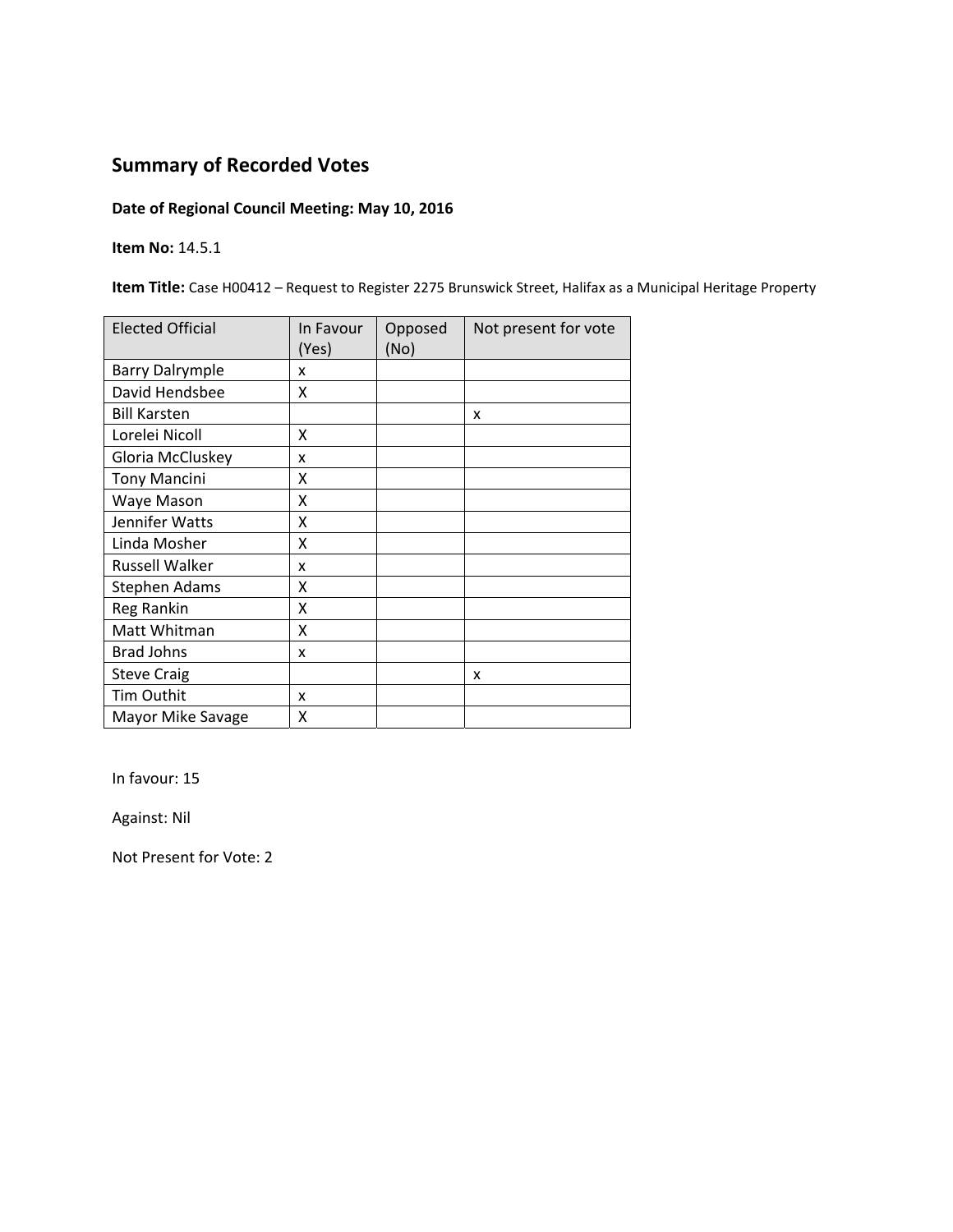## Summary of Recorded Votes

**Date of Regional Council Meeting: May 10, 2016**

**Item No:** 14.5.1

**Item Title:** Case H00412 – Request to Register 2275 Brunswick Street, Halifax as a Municipal Heritage Property

| Elected Official | In Favour (Yes) | Opposed (No) | Not present for vote |
|---|---|---|---|
| Barry Dalrymple | x | | |
| David Hendsbee | X | | |
| Bill Karsten | | | x |
| Lorelei Nicoll | X | | |
| Gloria McCluskey | x | | |
| Tony Mancini | X | | |
| Waye Mason | X | | |
| Jennifer Watts | X | | |
| Linda Mosher | X | | |
| Russell Walker | x | | |
| Stephen Adams | X | | |
| Reg Rankin | X | | |
| Matt Whitman | X | | |
| Brad Johns | x | | |
| Steve Craig | | | x |
| Tim Outhit | x | | |
| Mayor Mike Savage | X | | |

In favour: 15

Against: Nil

Not Present for Vote: 2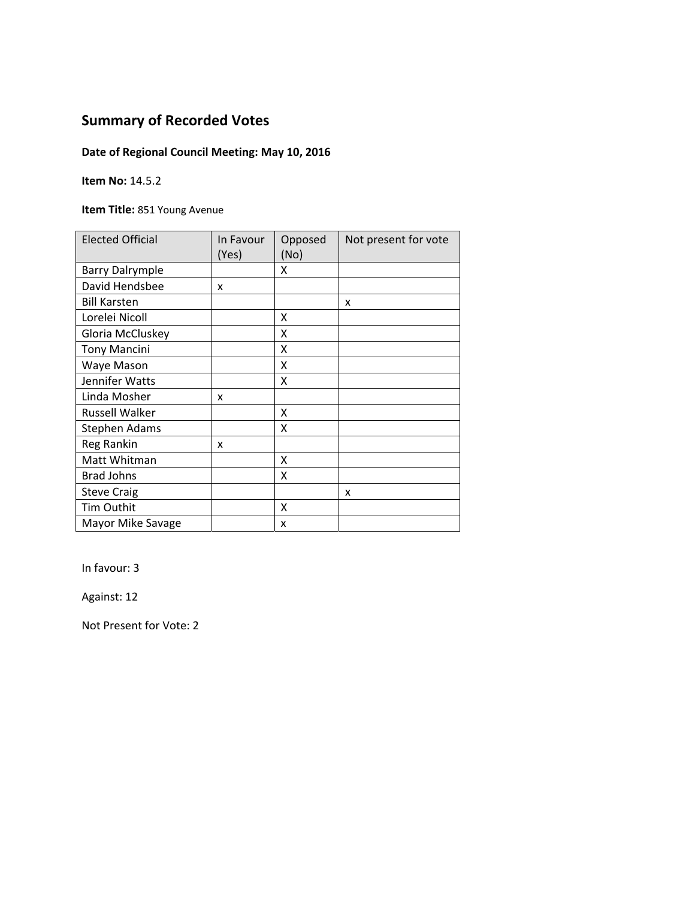## Summary of Recorded Votes

**Date of Regional Council Meeting: May 10, 2016**

**Item No:** 14.5.2

**Item Title:** 851 Young Avenue

| Elected Official | In Favour (Yes) | Opposed (No) | Not present for vote |
|---|---|---|---|
| Barry Dalrymple | | X | |
| David Hendsbee | x | | |
| Bill Karsten | | | x |
| Lorelei Nicoll | | X | |
| Gloria McCluskey | | X | |
| Tony Mancini | | X | |
| Waye Mason | | X | |
| Jennifer Watts | | X | |
| Linda Mosher | x | | |
| Russell Walker | | X | |
| Stephen Adams | | X | |
| Reg Rankin | x | | |
| Matt Whitman | | X | |
| Brad Johns | | X | |
| Steve Craig | | | x |
| Tim Outhit | | X | |
| Mayor Mike Savage | | x | |

In favour: 3

Against: 12

Not Present for Vote: 2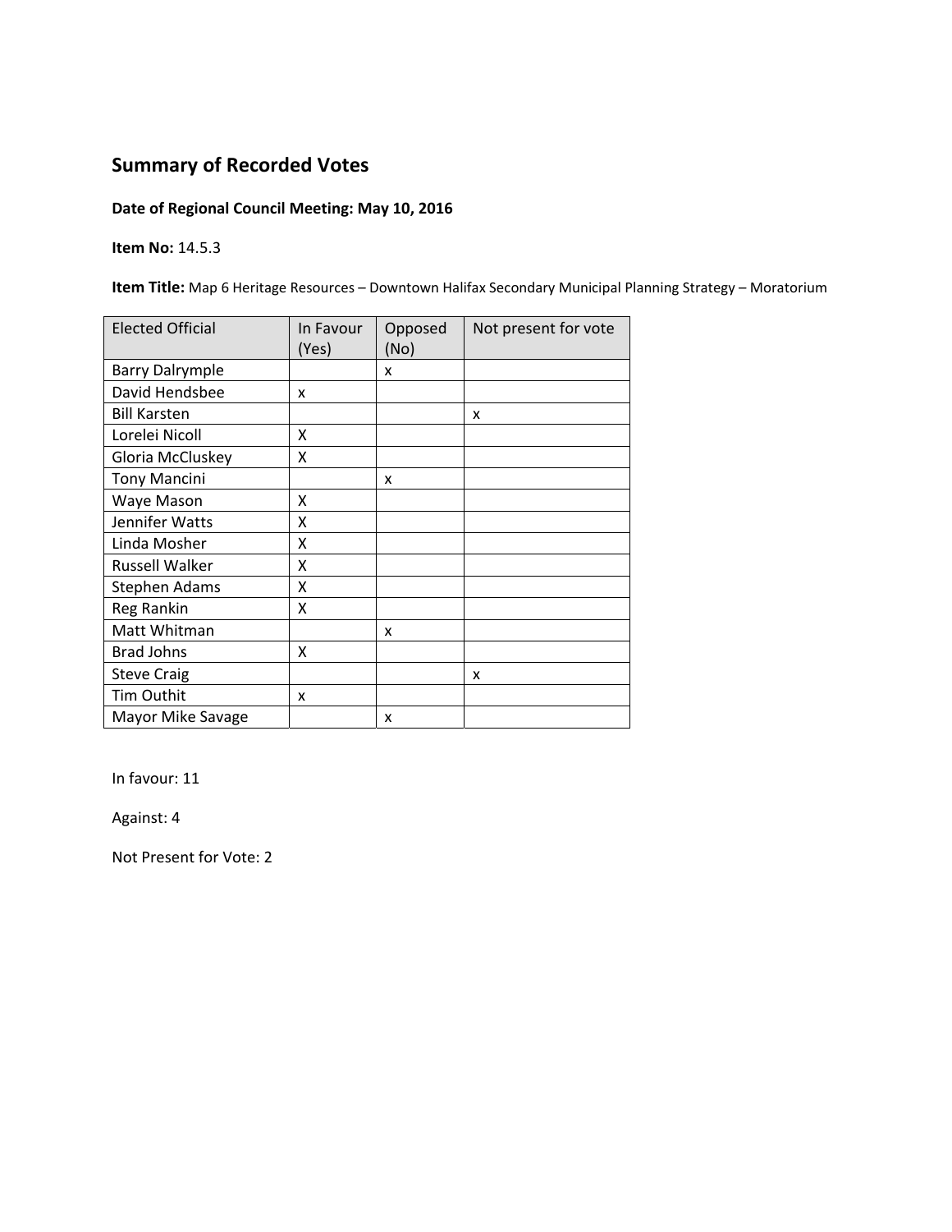# Summary of Recorded Votes

**Date of Regional Council Meeting: May 10, 2016**

**Item No:** 14.5.3

**Item Title:** Map 6 Heritage Resources – Downtown Halifax Secondary Municipal Planning Strategy – Moratorium

| Elected Official | In Favour (Yes) | Opposed (No) | Not present for vote |
|---|---|---|---|
| Barry Dalrymple | | x | |
| David Hendsbee | x | | |
| Bill Karsten | | | x |
| Lorelei Nicoll | X | | |
| Gloria McCluskey | X | | |
| Tony Mancini | | x | |
| Waye Mason | X | | |
| Jennifer Watts | X | | |
| Linda Mosher | X | | |
| Russell Walker | X | | |
| Stephen Adams | X | | |
| Reg Rankin | X | | |
| Matt Whitman | | x | |
| Brad Johns | X | | |
| Steve Craig | | | x |
| Tim Outhit | x | | |
| Mayor Mike Savage | | x | |

In favour: 11

Against: 4

Not Present for Vote: 2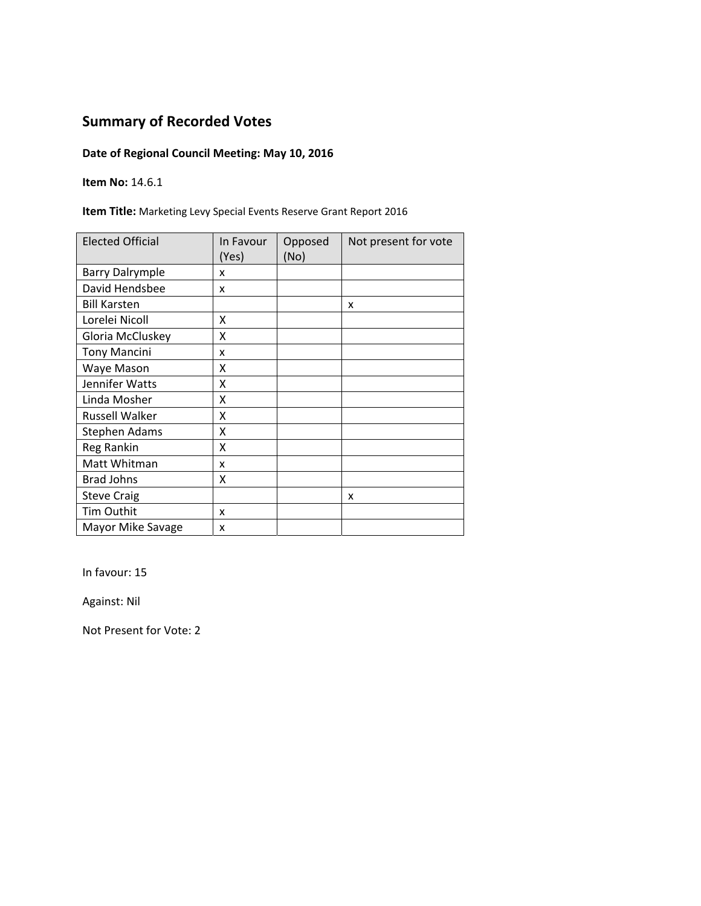## Summary of Recorded Votes

**Date of Regional Council Meeting: May 10, 2016**

**Item No:** 14.6.1

**Item Title:** Marketing Levy Special Events Reserve Grant Report 2016

| Elected Official | In Favour (Yes) | Opposed (No) | Not present for vote |
|---|---|---|---|
| Barry Dalrymple | x | | |
| David Hendsbee | x | | |
| Bill Karsten | | | x |
| Lorelei Nicoll | X | | |
| Gloria McCluskey | X | | |
| Tony Mancini | x | | |
| Waye Mason | X | | |
| Jennifer Watts | X | | |
| Linda Mosher | X | | |
| Russell Walker | X | | |
| Stephen Adams | X | | |
| Reg Rankin | X | | |
| Matt Whitman | x | | |
| Brad Johns | X | | |
| Steve Craig | | | x |
| Tim Outhit | x | | |
| Mayor Mike Savage | x | | |

In favour: 15

Against: Nil

Not Present for Vote: 2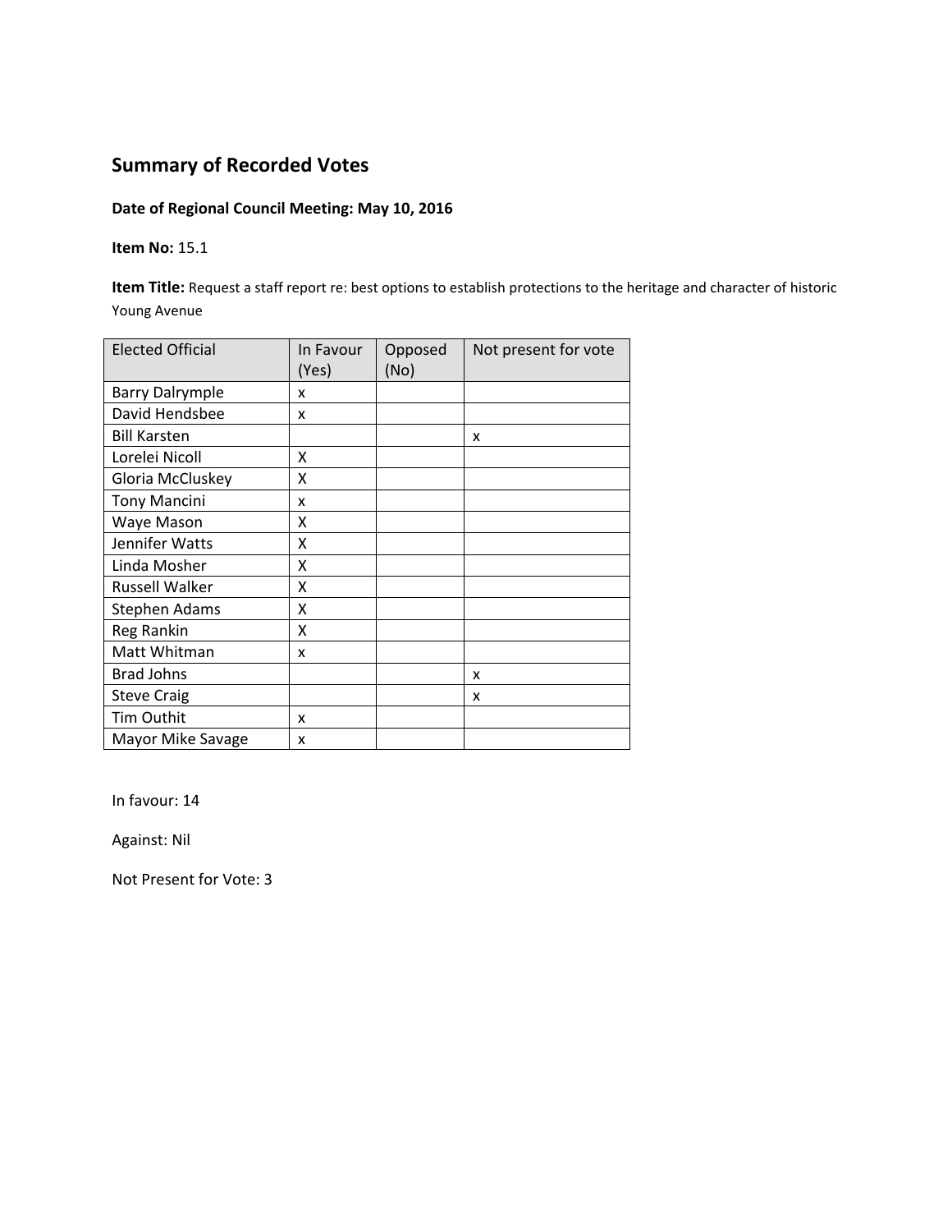## Summary of Recorded Votes

**Date of Regional Council Meeting: May 10, 2016**

**Item No:** 15.1

**Item Title:** Request a staff report re: best options to establish protections to the heritage and character of historic Young Avenue

| Elected Official | In Favour (Yes) | Opposed (No) | Not present for vote |
|---|---|---|---|
| Barry Dalrymple | x | | |
| David Hendsbee | x | | |
| Bill Karsten | | | x |
| Lorelei Nicoll | X | | |
| Gloria McCluskey | X | | |
| Tony Mancini | x | | |
| Waye Mason | X | | |
| Jennifer Watts | X | | |
| Linda Mosher | X | | |
| Russell Walker | X | | |
| Stephen Adams | X | | |
| Reg Rankin | X | | |
| Matt Whitman | x | | |
| Brad Johns | | | x |
| Steve Craig | | | x |
| Tim Outhit | x | | |
| Mayor Mike Savage | x | | |

In favour: 14

Against: Nil

Not Present for Vote: 3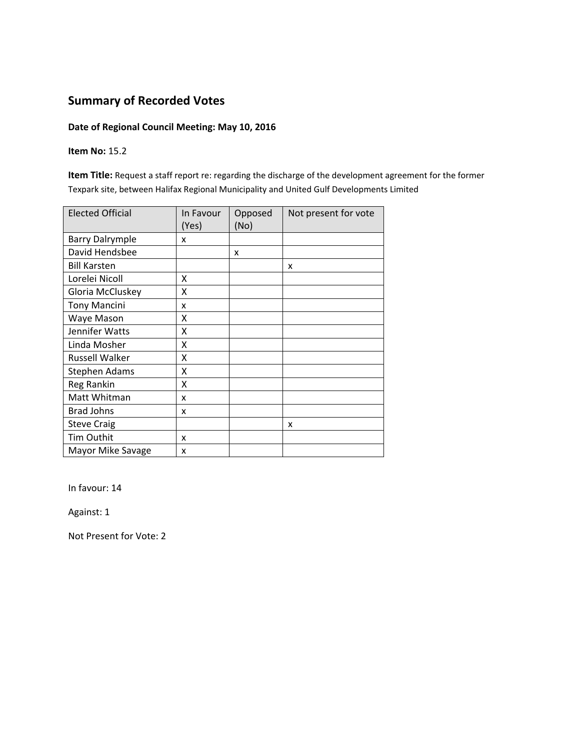## Summary of Recorded Votes

**Date of Regional Council Meeting: May 10, 2016**

**Item No:** 15.2

**Item Title:** Request a staff report re: regarding the discharge of the development agreement for the former Texpark site, between Halifax Regional Municipality and United Gulf Developments Limited

| Elected Official | In Favour (Yes) | Opposed (No) | Not present for vote |
|---|---|---|---|
| Barry Dalrymple | x | | |
| David Hendsbee | | x | |
| Bill Karsten | | | x |
| Lorelei Nicoll | X | | |
| Gloria McCluskey | X | | |
| Tony Mancini | x | | |
| Waye Mason | X | | |
| Jennifer Watts | X | | |
| Linda Mosher | X | | |
| Russell Walker | X | | |
| Stephen Adams | X | | |
| Reg Rankin | X | | |
| Matt Whitman | x | | |
| Brad Johns | x | | |
| Steve Craig | | | x |
| Tim Outhit | x | | |
| Mayor Mike Savage | x | | |

In favour: 14

Against: 1

Not Present for Vote: 2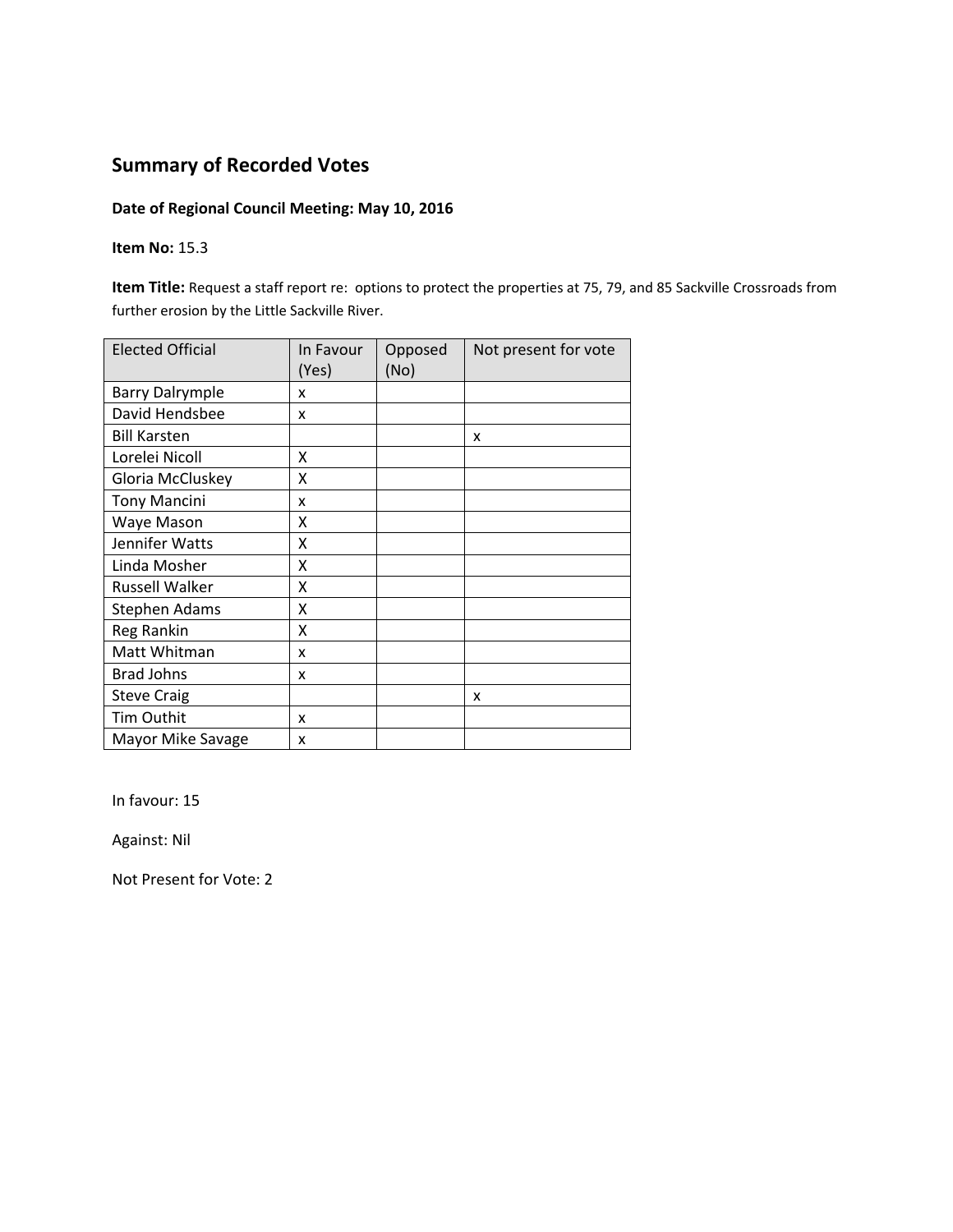## Summary of Recorded Votes

**Date of Regional Council Meeting: May 10, 2016**

**Item No:** 15.3

**Item Title:** Request a staff report re: options to protect the properties at 75, 79, and 85 Sackville Crossroads from further erosion by the Little Sackville River.

| Elected Official | In Favour (Yes) | Opposed (No) | Not present for vote |
|---|---|---|---|
| Barry Dalrymple | x | | |
| David Hendsbee | x | | |
| Bill Karsten | | | x |
| Lorelei Nicoll | X | | |
| Gloria McCluskey | X | | |
| Tony Mancini | x | | |
| Waye Mason | X | | |
| Jennifer Watts | X | | |
| Linda Mosher | X | | |
| Russell Walker | X | | |
| Stephen Adams | X | | |
| Reg Rankin | X | | |
| Matt Whitman | x | | |
| Brad Johns | x | | |
| Steve Craig | | | x |
| Tim Outhit | x | | |
| Mayor Mike Savage | x | | |

In favour: 15

Against: Nil

Not Present for Vote: 2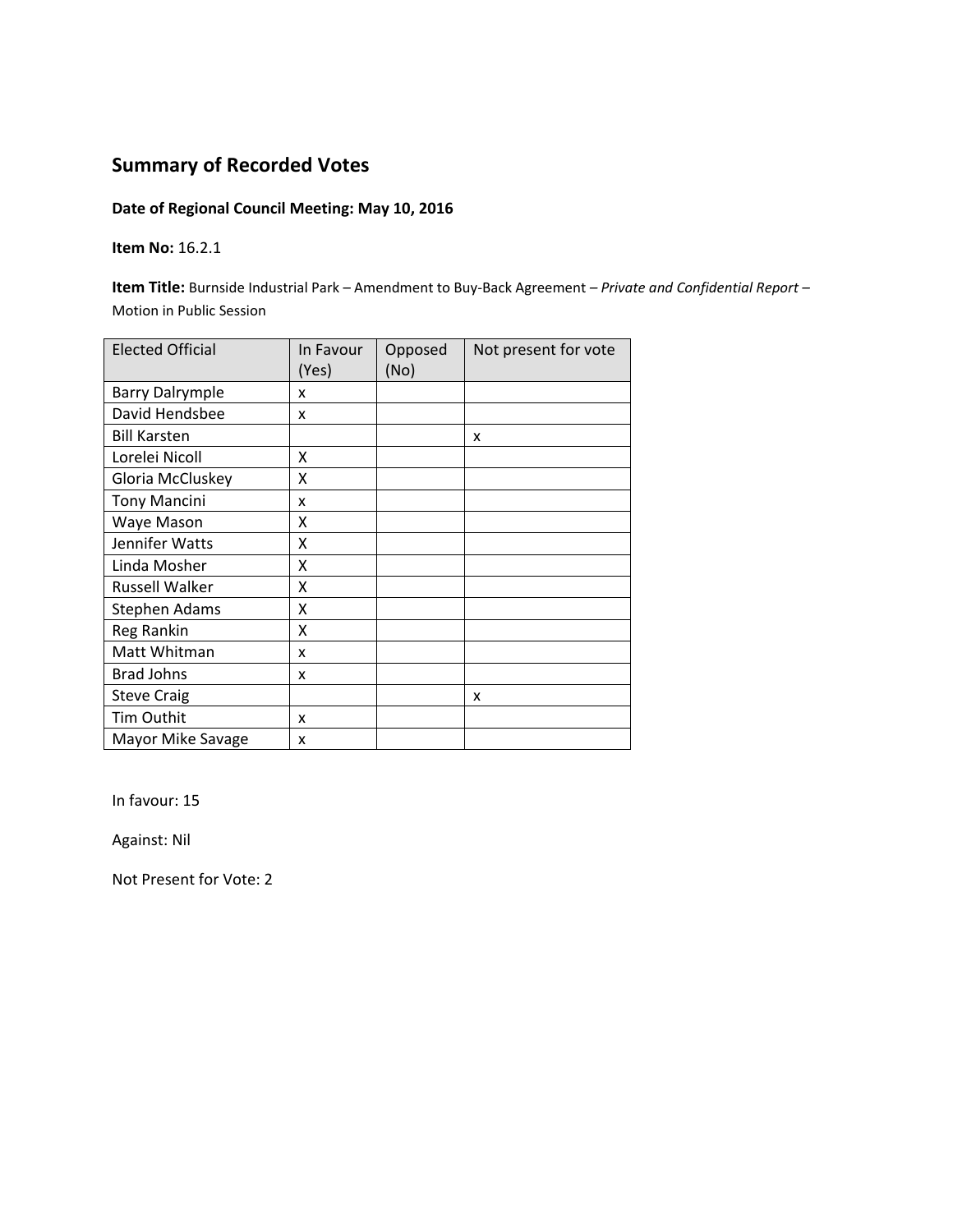## Summary of Recorded Votes

**Date of Regional Council Meeting: May 10, 2016**

**Item No:** 16.2.1

**Item Title:** Burnside Industrial Park – Amendment to Buy-Back Agreement – *Private and Confidential Report* – Motion in Public Session

| Elected Official | In Favour (Yes) | Opposed (No) | Not present for vote |
|---|---|---|---|
| Barry Dalrymple | x | | |
| David Hendsbee | x | | |
| Bill Karsten | | | x |
| Lorelei Nicoll | X | | |
| Gloria McCluskey | X | | |
| Tony Mancini | x | | |
| Waye Mason | X | | |
| Jennifer Watts | X | | |
| Linda Mosher | X | | |
| Russell Walker | X | | |
| Stephen Adams | X | | |
| Reg Rankin | X | | |
| Matt Whitman | x | | |
| Brad Johns | x | | |
| Steve Craig | | | x |
| Tim Outhit | x | | |
| Mayor Mike Savage | x | | |

In favour: 15

Against: Nil

Not Present for Vote: 2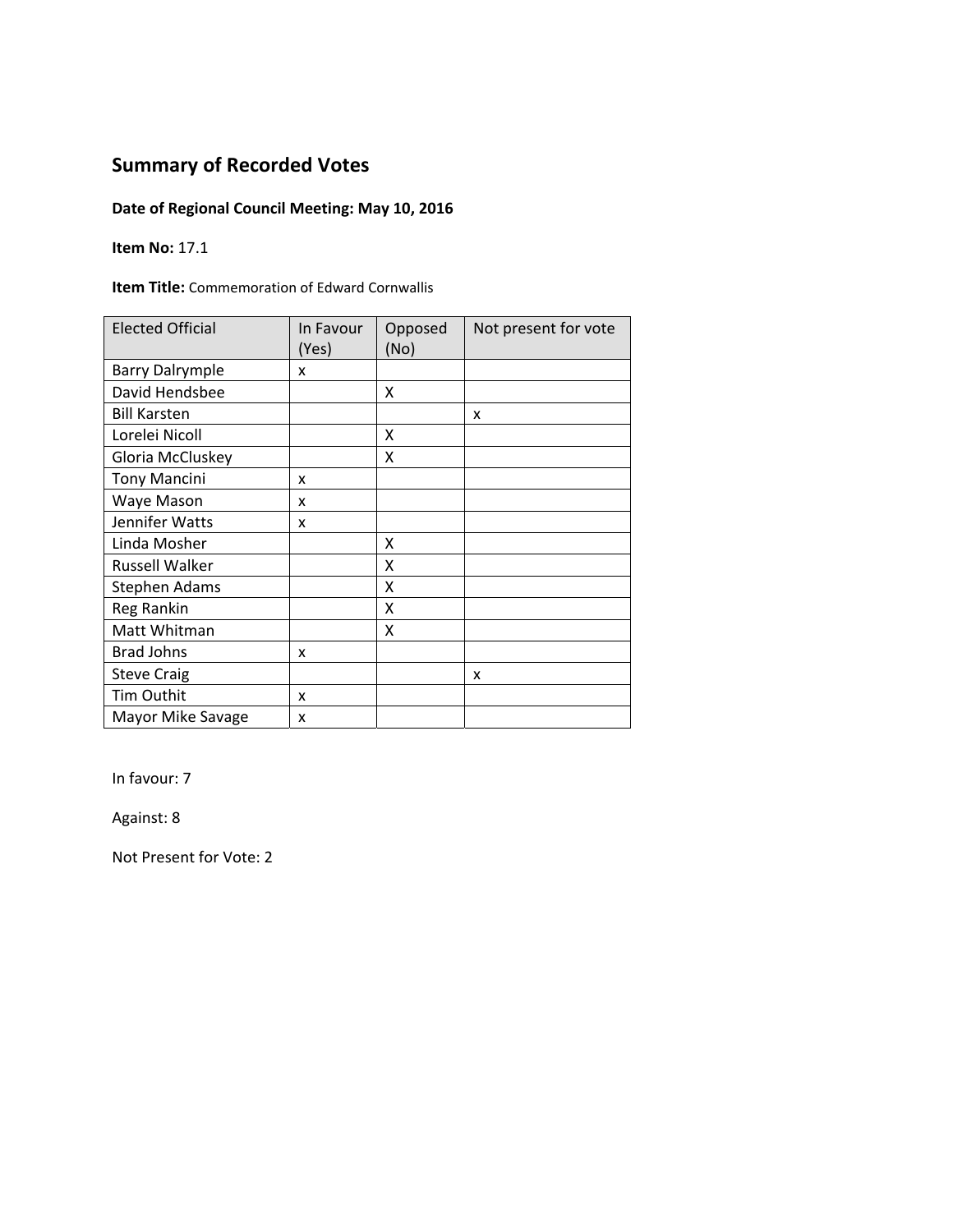## Summary of Recorded Votes

**Date of Regional Council Meeting: May 10, 2016**

**Item No:** 17.1

**Item Title:** Commemoration of Edward Cornwallis

| Elected Official | In Favour (Yes) | Opposed (No) | Not present for vote |
|---|---|---|---|
| Barry Dalrymple | x | | |
| David Hendsbee | | X | |
| Bill Karsten | | | x |
| Lorelei Nicoll | | X | |
| Gloria McCluskey | | X | |
| Tony Mancini | x | | |
| Waye Mason | x | | |
| Jennifer Watts | x | | |
| Linda Mosher | | X | |
| Russell Walker | | X | |
| Stephen Adams | | X | |
| Reg Rankin | | X | |
| Matt Whitman | | X | |
| Brad Johns | x | | |
| Steve Craig | | | x |
| Tim Outhit | x | | |
| Mayor Mike Savage | x | | |

In favour: 7

Against: 8

Not Present for Vote: 2